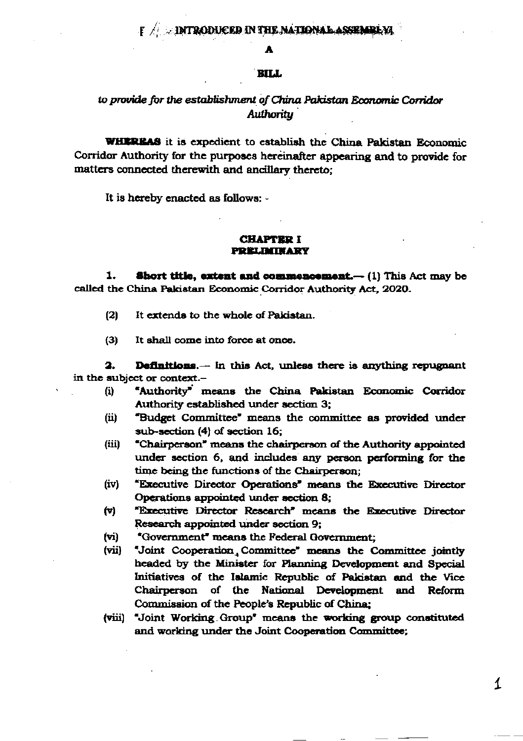[ ... INTRODUCED IN THE NATIONAL ASSEMBLY]

**A**

**BILL**

*to provide for the establishment of China Pakistan Economic Corridor Authority*

**WHEREAS** it is expedient to establish the China Pakistan Economic Corridor Authority for the purposes hereinafter appearing and to provide for matters connected therewith and ancillary thereto;

It is hereby enacted as follows: -

## CHAPTER I
## PRELIMINARY

**1. Short title, extent and commencement.**— (1) This Act may be called the China Pakistan Economic Corridor Authority Act, 2020.

(2) It extends to the whole of Pakistan.

(3) It shall come into force at once.

**2. Definitions.**— In this Act, unless there is anything repugnant in the subject or context.–

(i) "Authority" means the China Pakistan Economic Corridor Authority established under section 3;

(ii) "Budget Committee" means the committee as provided under sub-section (4) of section 16;

(iii) "Chairperson" means the chairperson of the Authority appointed under section 6, and includes any person performing for the time being the functions of the Chairperson;

(iv) "Executive Director Operations" means the Executive Director Operations appointed under section 8;

(v) "Executive Director Research" means the Executive Director Research appointed under section 9;

(vi) "Government" means the Federal Government;

(vii) "Joint Cooperation Committee" means the Committee jointly headed by the Minister for Planning Development and Special Initiatives of the Islamic Republic of Pakistan and the Vice Chairperson of the National Development and Reform Commission of the People's Republic of China;

(viii) "Joint Working Group" means the working group constituted and working under the Joint Cooperation Committee;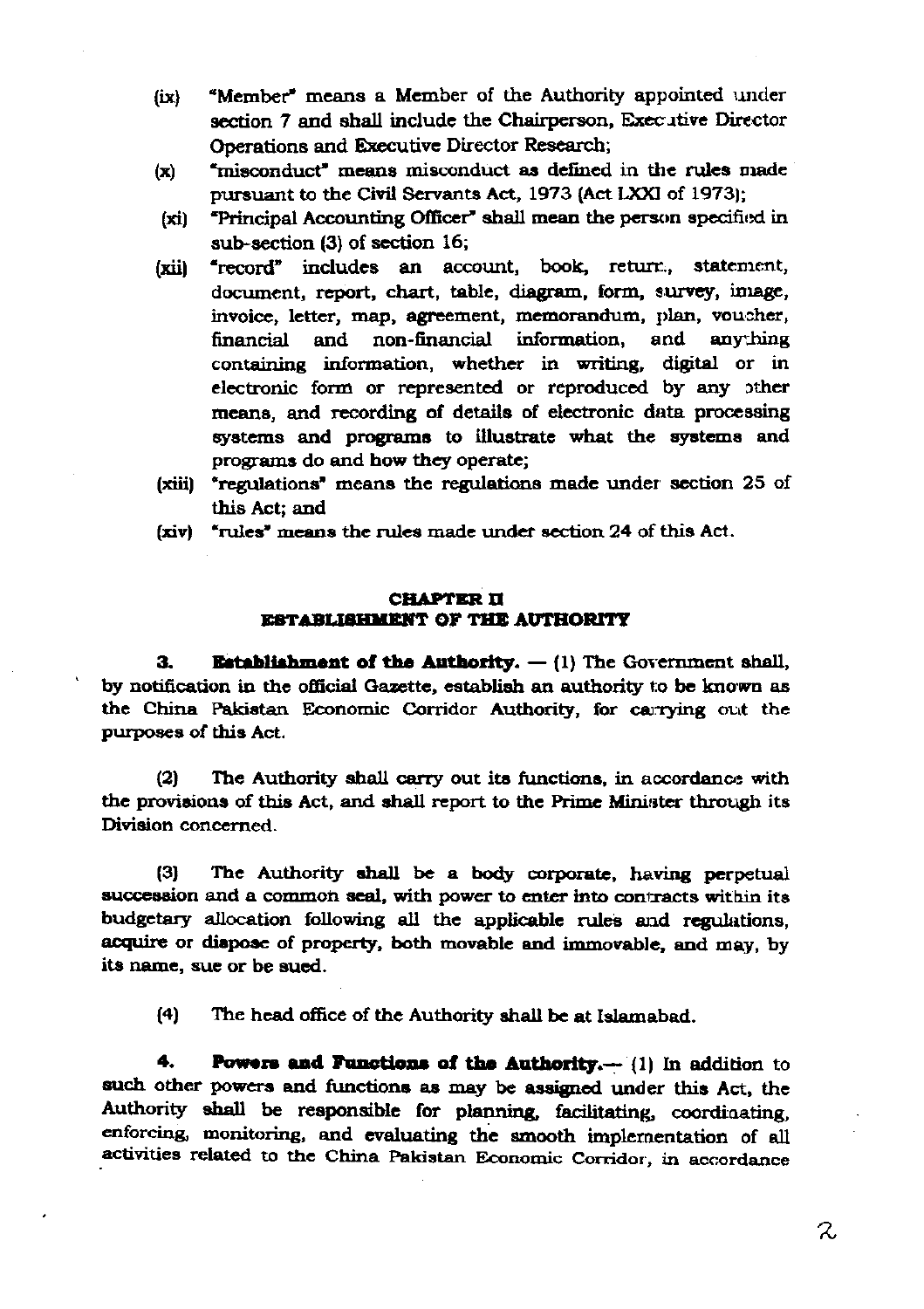(ix) "Member" means a Member of the Authority appointed under section 7 and shall include the Chairperson, Executive Director Operations and Executive Director Research;

(x) "misconduct" means misconduct as defined in the rules made pursuant to the Civil Servants Act, 1973 (Act LXXI of 1973);

(xi) "Principal Accounting Officer" shall mean the person specified in sub-section (3) of section 16;

(xii) "record" includes an account, book, return, statement, document, report, chart, table, diagram, form, survey, image, invoice, letter, map, agreement, memorandum, plan, voucher, financial and non-financial information, and anything containing information, whether in writing, digital or in electronic form or represented or reproduced by any other means, and recording of details of electronic data processing systems and programs to illustrate what the systems and programs do and how they operate;

(xiii) "regulations" means the regulations made under section 25 of this Act; and

(xiv) "rules" means the rules made under section 24 of this Act.

## CHAPTER II
## ESTABLISHMENT OF THE AUTHORITY

**3. Establishment of the Authority.** — (1) The Government shall, by notification in the official Gazette, establish an authority to be known as the China Pakistan Economic Corridor Authority, for carrying out the purposes of this Act.

(2) The Authority shall carry out its functions, in accordance with the provisions of this Act, and shall report to the Prime Minister through its Division concerned.

(3) The Authority shall be a body corporate, having perpetual succession and a common seal, with power to enter into contracts within its budgetary allocation following all the applicable rules and regulations, acquire or dispose of property, both movable and immovable, and may, by its name, sue or be sued.

(4) The head office of the Authority shall be at Islamabad.

**4. Powers and Functions of the Authority.**— (1) In addition to such other powers and functions as may be assigned under this Act, the Authority shall be responsible for planning, facilitating, coordinating, enforcing, monitoring, and evaluating the smooth implementation of all activities related to the China Pakistan Economic Corridor, in accordance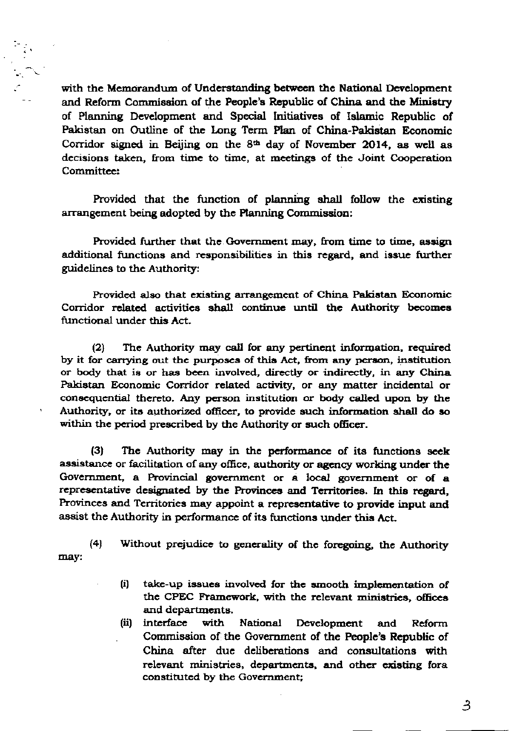with the Memorandum of Understanding between the National Development and Reform Commission of the People's Republic of China and the Ministry of Planning Development and Special Initiatives of Islamic Republic of Pakistan on Outline of the Long Term Plan of China-Pakistan Economic Corridor signed in Beijing on the 8th day of November 2014, as well as decisions taken, from time to time, at meetings of the Joint Cooperation Committee:

Provided that the function of planning shall follow the existing arrangement being adopted by the Planning Commission:

Provided further that the Government may, from time to time, assign additional functions and responsibilities in this regard, and issue further guidelines to the Authority:

Provided also that existing arrangement of China Pakistan Economic Corridor related activities shall continue until the Authority becomes functional under this Act.

(2) The Authority may call for any pertinent information, required by it for carrying out the purposes of this Act, from any person, institution or body that is or has been involved, directly or indirectly, in any China Pakistan Economic Corridor related activity, or any matter incidental or consequential thereto. Any person institution or body called upon by the Authority, or its authorized officer, to provide such information shall do so within the period prescribed by the Authority or such officer.

(3) The Authority may in the performance of its functions seek assistance or facilitation of any office, authority or agency working under the Government, a Provincial government or a local government or of a representative designated by the Provinces and Territories. In this regard, Provinces and Territories may appoint a representative to provide input and assist the Authority in performance of its functions under this Act.

(4) Without prejudice to generality of the foregoing, the Authority may:

(i) take-up issues involved for the smooth implementation of the CPEC Framework, with the relevant ministries, offices and departments.

(ii) interface with National Development and Reform Commission of the Government of the People's Republic of China after due deliberations and consultations with relevant ministries, departments, and other existing fora constituted by the Government;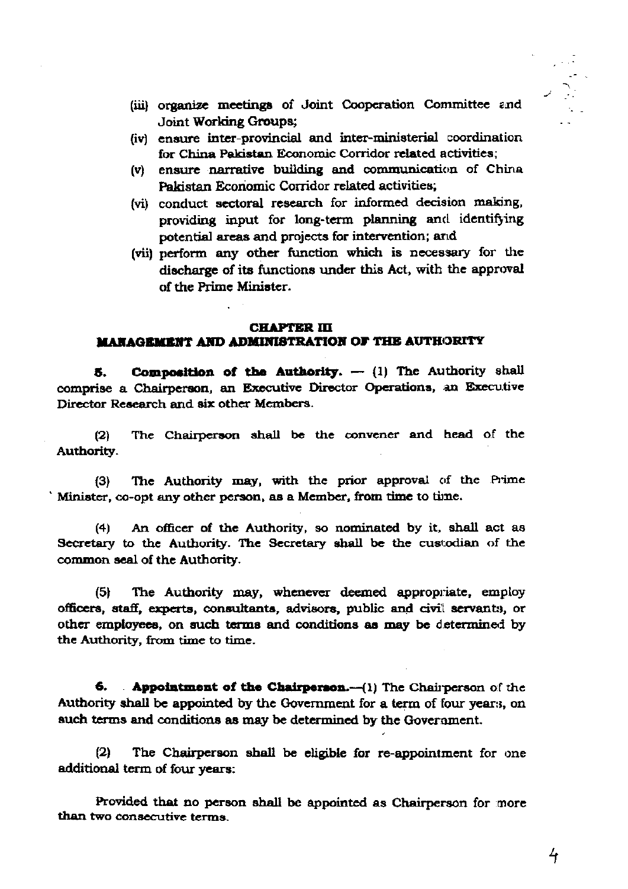(iii) organize meetings of Joint Cooperation Committee and Joint Working Groups;

(iv) ensure inter-provincial and inter-ministerial coordination for China Pakistan Economic Corridor related activities;

(v) ensure narrative building and communication of China Pakistan Economic Corridor related activities;

(vi) conduct sectoral research for informed decision making, providing input for long-term planning and identifying potential areas and projects for intervention; and

(vii) perform any other function which is necessary for the discharge of its functions under this Act, with the approval of the Prime Minister.

## CHAPTER III
## MANAGEMENT AND ADMINISTRATION OF THE AUTHORITY

**5. Composition of the Authority.** — (1) The Authority shall comprise a Chairperson, an Executive Director Operations, an Executive Director Research and six other Members.

(2) The Chairperson shall be the convener and head of the Authority.

(3) The Authority may, with the prior approval of the Prime Minister, co-opt any other person, as a Member, from time to time.

(4) An officer of the Authority, so nominated by it, shall act as Secretary to the Authority. The Secretary shall be the custodian of the common seal of the Authority.

(5) The Authority may, whenever deemed appropriate, employ officers, staff, experts, consultants, advisors, public and civil servants, or other employees, on such terms and conditions as may be determined by the Authority, from time to time.

**6. Appointment of the Chairperson.**—(1) The Chairperson of the Authority shall be appointed by the Government for a term of four years, on such terms and conditions as may be determined by the Government.

(2) The Chairperson shall be eligible for re-appointment for one additional term of four years:

Provided that no person shall be appointed as Chairperson for more than two consecutive terms.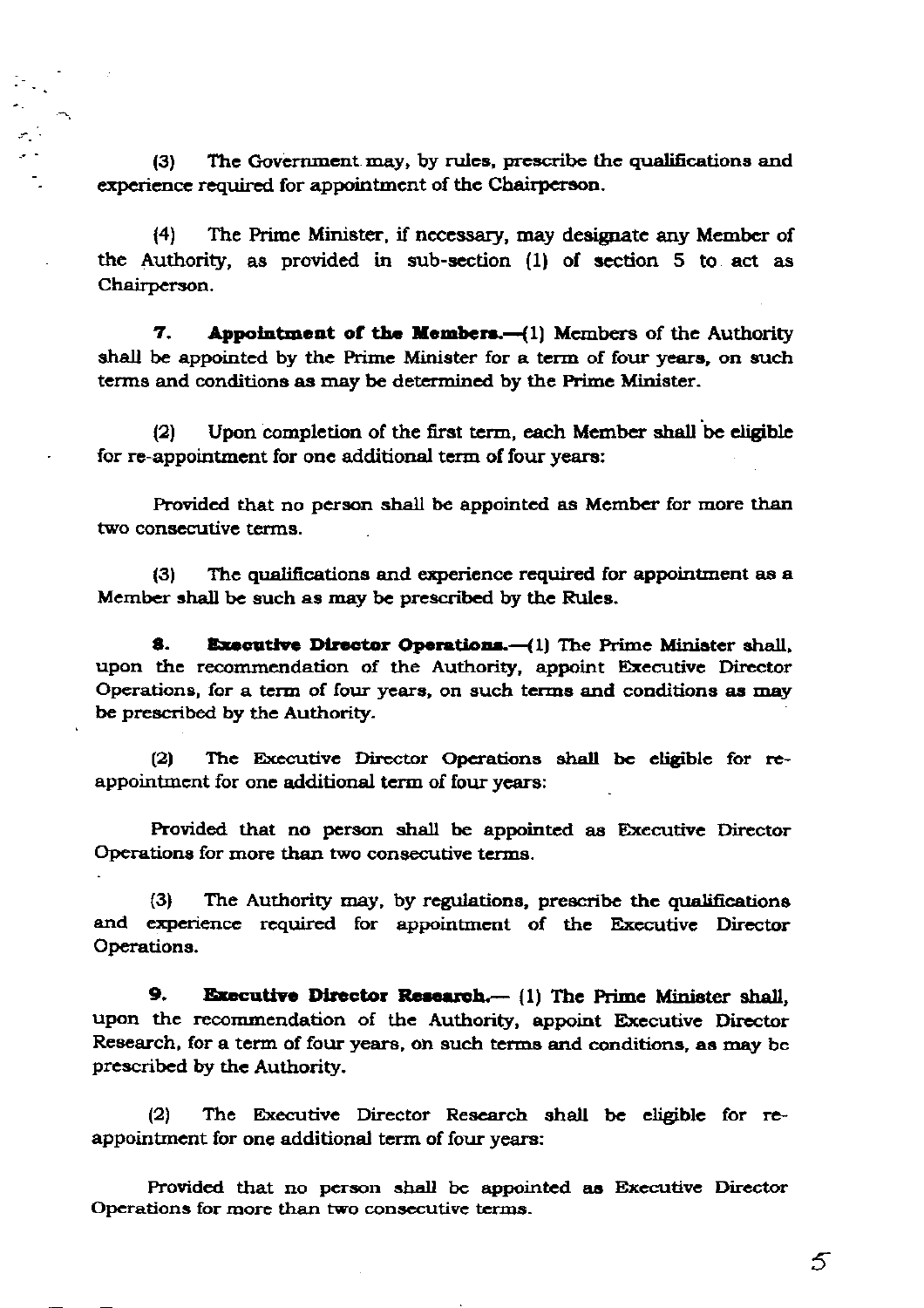(3) The Government may, by rules, prescribe the qualifications and experience required for appointment of the Chairperson.

(4) The Prime Minister, if necessary, may designate any Member of the Authority, as provided in sub-section (1) of section 5 to act as Chairperson.

**7. Appointment of the Members.**—(1) Members of the Authority shall be appointed by the Prime Minister for a term of four years, on such terms and conditions as may be determined by the Prime Minister.

(2) Upon completion of the first term, each Member shall be eligible for re-appointment for one additional term of four years:

Provided that no person shall be appointed as Member for more than two consecutive terms.

(3) The qualifications and experience required for appointment as a Member shall be such as may be prescribed by the Rules.

**8. Executive Director Operations.**—(1) The Prime Minister shall, upon the recommendation of the Authority, appoint Executive Director Operations, for a term of four years, on such terms and conditions as may be prescribed by the Authority.

(2) The Executive Director Operations shall be eligible for re-appointment for one additional term of four years:

Provided that no person shall be appointed as Executive Director Operations for more than two consecutive terms.

(3) The Authority may, by regulations, prescribe the qualifications and experience required for appointment of the Executive Director Operations.

**9. Executive Director Research.**— (1) The Prime Minister shall, upon the recommendation of the Authority, appoint Executive Director Research, for a term of four years, on such terms and conditions, as may be prescribed by the Authority.

(2) The Executive Director Research shall be eligible for re-appointment for one additional term of four years:

Provided that no person shall be appointed as Executive Director Operations for more than two consecutive terms.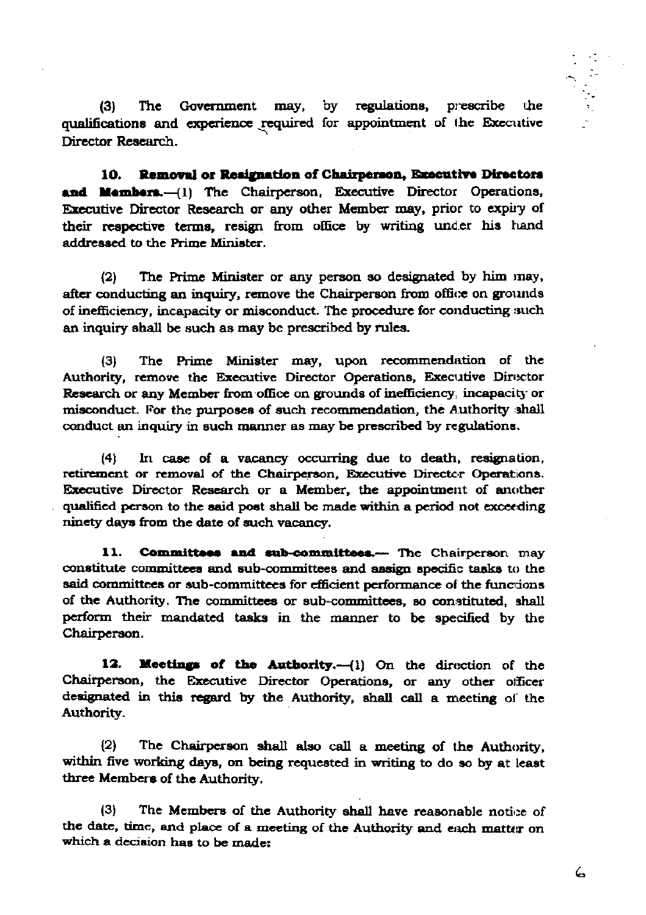(3) The Government may, by regulations, prescribe the qualifications and experience required for appointment of the Executive Director Research.

**10. Removal or Resignation of Chairperson, Executive Directors and Members.**—(1) The Chairperson, Executive Director Operations, Executive Director Research or any other Member may, prior to expiry of their respective terms, resign from office by writing under his hand addressed to the Prime Minister.

(2) The Prime Minister or any person so designated by him may, after conducting an inquiry, remove the Chairperson from office on grounds of inefficiency, incapacity or misconduct. The procedure for conducting such an inquiry shall be such as may be prescribed by rules.

(3) The Prime Minister may, upon recommendation of the Authority, remove the Executive Director Operations, Executive Director Research or any Member from office on grounds of inefficiency, incapacity or misconduct. For the purposes of such recommendation, the Authority shall conduct an inquiry in such manner as may be prescribed by regulations.

(4) In case of a vacancy occurring due to death, resignation, retirement or removal of the Chairperson, Executive Director Operations, Executive Director Research or a Member, the appointment of another qualified person to the said post shall be made within a period not exceeding ninety days from the date of such vacancy.

**11. Committees and sub-committees.**— The Chairperson may constitute committees and sub-committees and assign specific tasks to the said committees or sub-committees for efficient performance of the functions of the Authority. The committees or sub-committees, so constituted, shall perform their mandated tasks in the manner to be specified by the Chairperson.

**12. Meetings of the Authority.**—(1) On the direction of the Chairperson, the Executive Director Operations, or any other officer designated in this regard by the Authority, shall call a meeting of the Authority.

(2) The Chairperson shall also call a meeting of the Authority, within five working days, on being requested in writing to do so by at least three Members of the Authority.

(3) The Members of the Authority shall have reasonable notice of the date, time, and place of a meeting of the Authority and each matter on which a decision has to be made: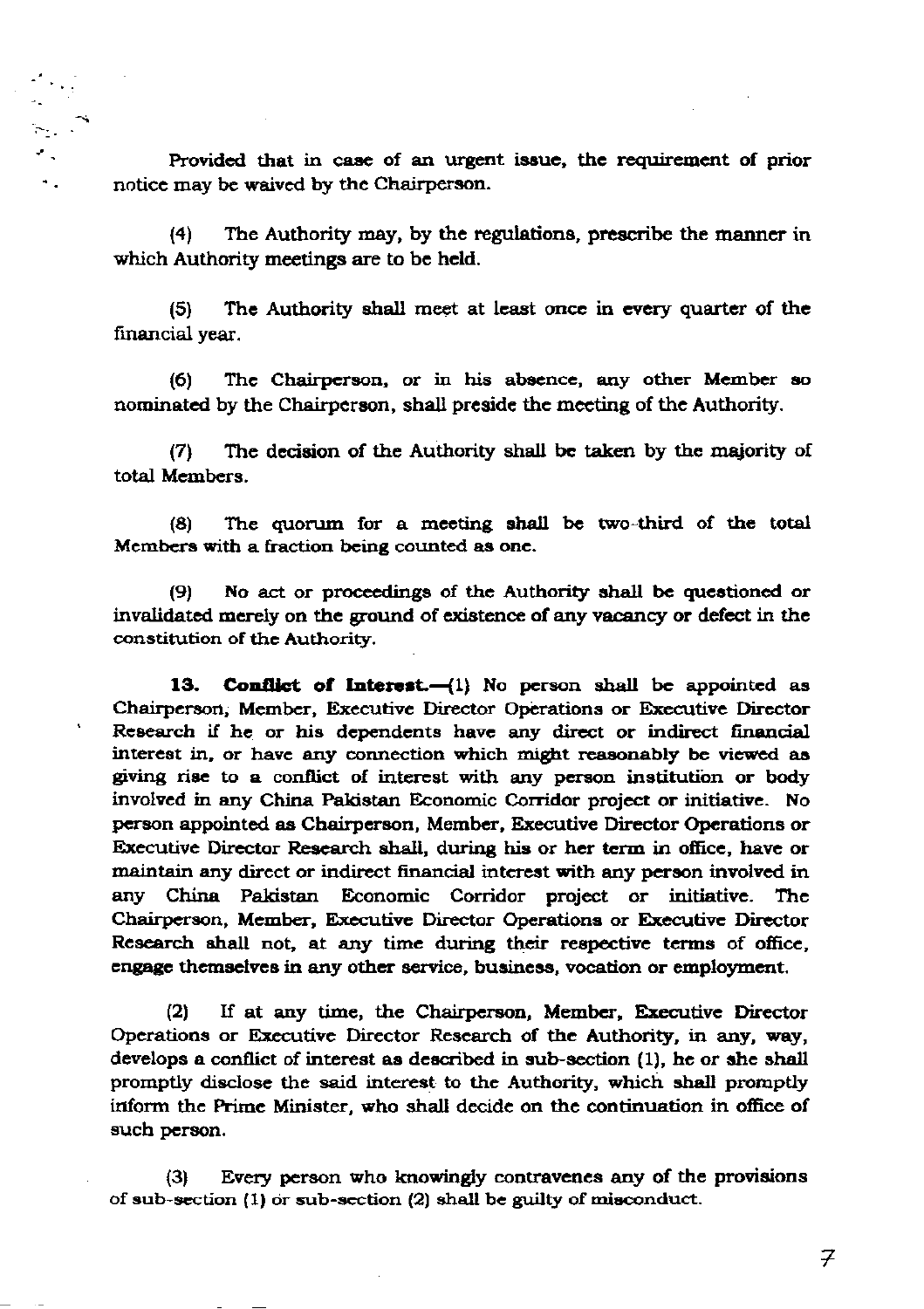Provided that in case of an urgent issue, the requirement of prior notice may be waived by the Chairperson.

(4) The Authority may, by the regulations, prescribe the manner in which Authority meetings are to be held.

(5) The Authority shall meet at least once in every quarter of the financial year.

(6) The Chairperson, or in his absence, any other Member so nominated by the Chairperson, shall preside the meeting of the Authority.

(7) The decision of the Authority shall be taken by the majority of total Members.

(8) The quorum for a meeting shall be two-third of the total Members with a fraction being counted as one.

(9) No act or proceedings of the Authority shall be questioned or invalidated merely on the ground of existence of any vacancy or defect in the constitution of the Authority.

**13. Conflict of Interest.**—(1) No person shall be appointed as Chairperson, Member, Executive Director Operations or Executive Director Research if he or his dependents have any direct or indirect financial interest in, or have any connection which might reasonably be viewed as giving rise to a conflict of interest with any person institution or body involved in any China Pakistan Economic Corridor project or initiative. No person appointed as Chairperson, Member, Executive Director Operations or Executive Director Research shall, during his or her term in office, have or maintain any direct or indirect financial interest with any person involved in any China Pakistan Economic Corridor project or initiative. The Chairperson, Member, Executive Director Operations or Executive Director Research shall not, at any time during their respective terms of office, engage themselves in any other service, business, vocation or employment.

(2) If at any time, the Chairperson, Member, Executive Director Operations or Executive Director Research of the Authority, in any, way, develops a conflict of interest as described in sub-section (1), he or she shall promptly disclose the said interest to the Authority, which shall promptly inform the Prime Minister, who shall decide on the continuation in office of such person.

(3) Every person who knowingly contravenes any of the provisions of sub-section (1) or sub-section (2) shall be guilty of misconduct.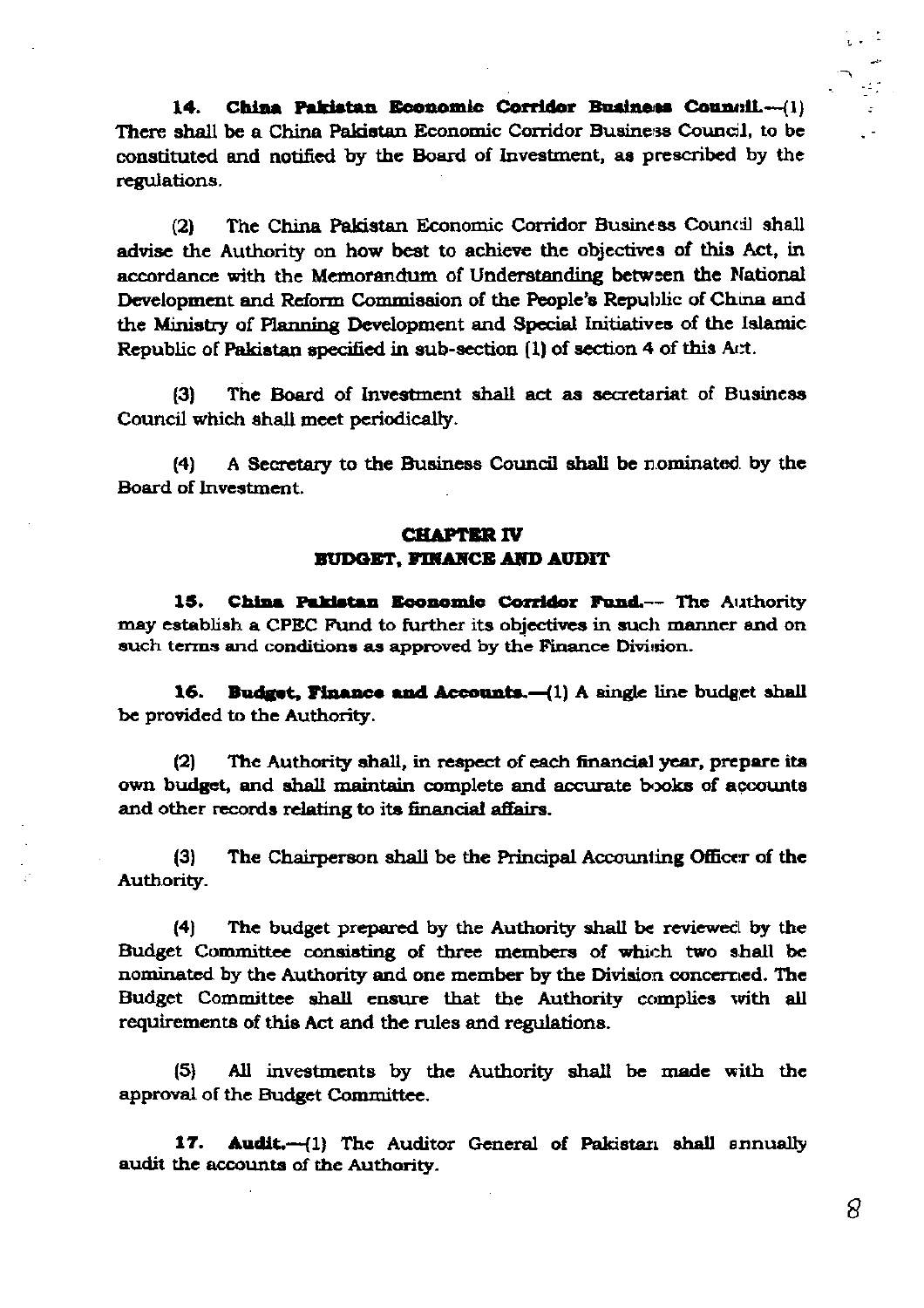**14. China Pakistan Economic Corridor Business Council.**—(1) There shall be a China Pakistan Economic Corridor Business Council, to be constituted and notified by the Board of Investment, as prescribed by the regulations.

(2) The China Pakistan Economic Corridor Business Council shall advise the Authority on how best to achieve the objectives of this Act, in accordance with the Memorandum of Understanding between the National Development and Reform Commission of the People's Republic of China and the Ministry of Planning Development and Special Initiatives of the Islamic Republic of Pakistan specified in sub-section (1) of section 4 of this Act.

(3) The Board of Investment shall act as secretariat of Business Council which shall meet periodically.

(4) A Secretary to the Business Council shall be nominated by the Board of Investment.

## CHAPTER IV
## BUDGET, FINANCE AND AUDIT

**15. China Pakistan Economic Corridor Fund.**— The Authority may establish a CPEC Fund to further its objectives in such manner and on such terms and conditions as approved by the Finance Division.

**16. Budget, Finance and Accounts.**—(1) A single line budget shall be provided to the Authority.

(2) The Authority shall, in respect of each financial year, prepare its own budget, and shall maintain complete and accurate books of accounts and other records relating to its financial affairs.

(3) The Chairperson shall be the Principal Accounting Officer of the Authority.

(4) The budget prepared by the Authority shall be reviewed by the Budget Committee consisting of three members of which two shall be nominated by the Authority and one member by the Division concerned. The Budget Committee shall ensure that the Authority complies with all requirements of this Act and the rules and regulations.

(5) All investments by the Authority shall be made with the approval of the Budget Committee.

**17. Audit.**—(1) The Auditor General of Pakistan shall annually audit the accounts of the Authority.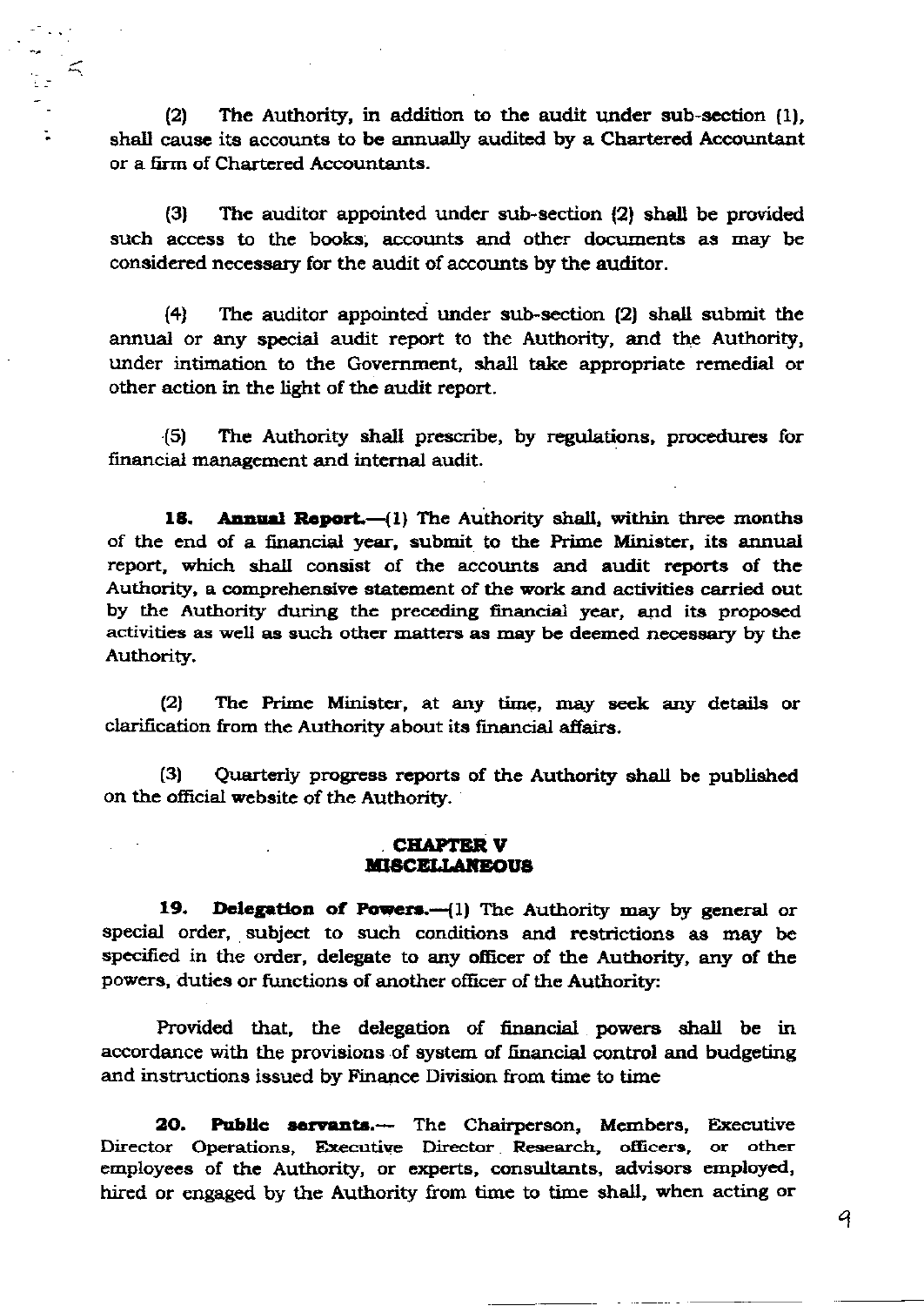(2) The Authority, in addition to the audit under sub-section (1), shall cause its accounts to be annually audited by a Chartered Accountant or a firm of Chartered Accountants.

(3) The auditor appointed under sub-section (2) shall be provided such access to the books, accounts and other documents as may be considered necessary for the audit of accounts by the auditor.

(4) The auditor appointed under sub-section (2) shall submit the annual or any special audit report to the Authority, and the Authority, under intimation to the Government, shall take appropriate remedial or other action in the light of the audit report.

(5) The Authority shall prescribe, by regulations, procedures for financial management and internal audit.

**18. Annual Report.**—(1) The Authority shall, within three months of the end of a financial year, submit to the Prime Minister, its annual report, which shall consist of the accounts and audit reports of the Authority, a comprehensive statement of the work and activities carried out by the Authority during the preceding financial year, and its proposed activities as well as such other matters as may be deemed necessary by the Authority.

(2) The Prime Minister, at any time, may seek any details or clarification from the Authority about its financial affairs.

(3) Quarterly progress reports of the Authority shall be published on the official website of the Authority.

## CHAPTER V
## MISCELLANEOUS

**19. Delegation of Powers.**—(1) The Authority may by general or special order, subject to such conditions and restrictions as may be specified in the order, delegate to any officer of the Authority, any of the powers, duties or functions of another officer of the Authority:

Provided that, the delegation of financial powers shall be in accordance with the provisions of system of financial control and budgeting and instructions issued by Finance Division from time to time

**20. Public servants.**— The Chairperson, Members, Executive Director Operations, Executive Director Research, officers, or other employees of the Authority, or experts, consultants, advisors employed, hired or engaged by the Authority from time to time shall, when acting or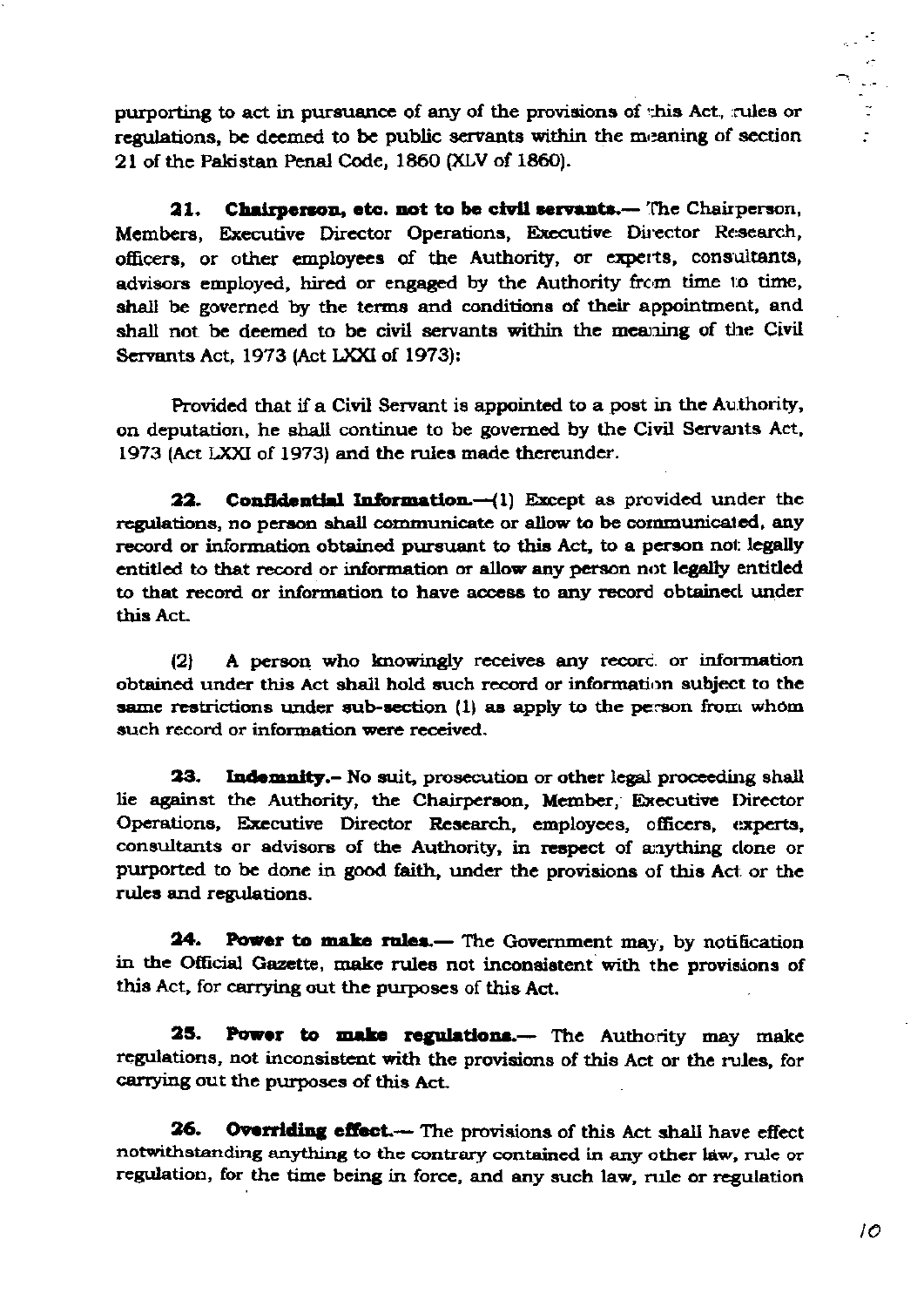purporting to act in pursuance of any of the provisions of this Act, rules or regulations, be deemed to be public servants within the meaning of section 21 of the Pakistan Penal Code, 1860 (XLV of 1860).

**21. Chairperson, etc. not to be civil servants.**— The Chairperson, Members, Executive Director Operations, Executive Director Research, officers, or other employees of the Authority, or experts, consultants, advisors employed, hired or engaged by the Authority from time to time, shall be governed by the terms and conditions of their appointment, and shall not be deemed to be civil servants within the meaning of the Civil Servants Act, 1973 (Act LXXI of 1973):

Provided that if a Civil Servant is appointed to a post in the Authority, on deputation, he shall continue to be governed by the Civil Servants Act, 1973 (Act LXXI of 1973) and the rules made thereunder.

**22. Confidential Information.**—(1) Except as provided under the regulations, no person shall communicate or allow to be communicated, any record or information obtained pursuant to this Act, to a person not legally entitled to that record or information or allow any person not legally entitled to that record or information to have access to any record obtained under this Act.

(2) A person who knowingly receives any record or information obtained under this Act shall hold such record or information subject to the same restrictions under sub-section (1) as apply to the person from whom such record or information were received.

**23. Indemnity.**– No suit, prosecution or other legal proceeding shall lie against the Authority, the Chairperson, Member, Executive Director Operations, Executive Director Research, employees, officers, experts, consultants or advisors of the Authority, in respect of anything done or purported to be done in good faith, under the provisions of this Act or the rules and regulations.

**24. Power to make rules.**— The Government may, by notification in the Official Gazette, make rules not inconsistent with the provisions of this Act, for carrying out the purposes of this Act.

**25. Power to make regulations.**— The Authority may make regulations, not inconsistent with the provisions of this Act or the rules, for carrying out the purposes of this Act.

**26. Overriding effect.**— The provisions of this Act shall have effect notwithstanding anything to the contrary contained in any other law, rule or regulation, for the time being in force, and any such law, rule or regulation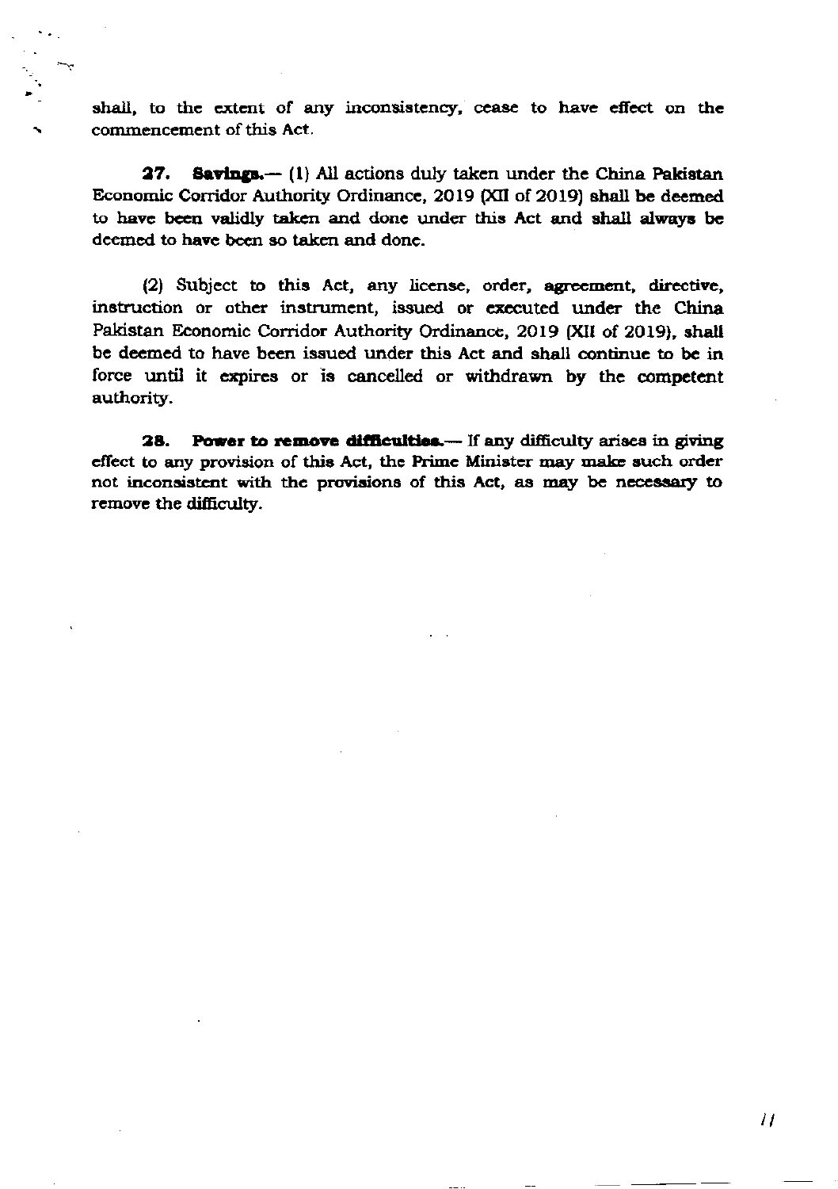shall, to the extent of any inconsistency, cease to have effect on the commencement of this Act.

**27. Savings.**— (1) All actions duly taken under the China Pakistan Economic Corridor Authority Ordinance, 2019 (XII of 2019) shall be deemed to have been validly taken and done under this Act and shall always be deemed to have been so taken and done.

(2) Subject to this Act, any license, order, agreement, directive, instruction or other instrument, issued or executed under the China Pakistan Economic Corridor Authority Ordinance, 2019 (XII of 2019), shall be deemed to have been issued under this Act and shall continue to be in force until it expires or is cancelled or withdrawn by the competent authority.

**28. Power to remove difficulties.**— If any difficulty arises in giving effect to any provision of this Act, the Prime Minister may make such order not inconsistent with the provisions of this Act, as may be necessary to remove the difficulty.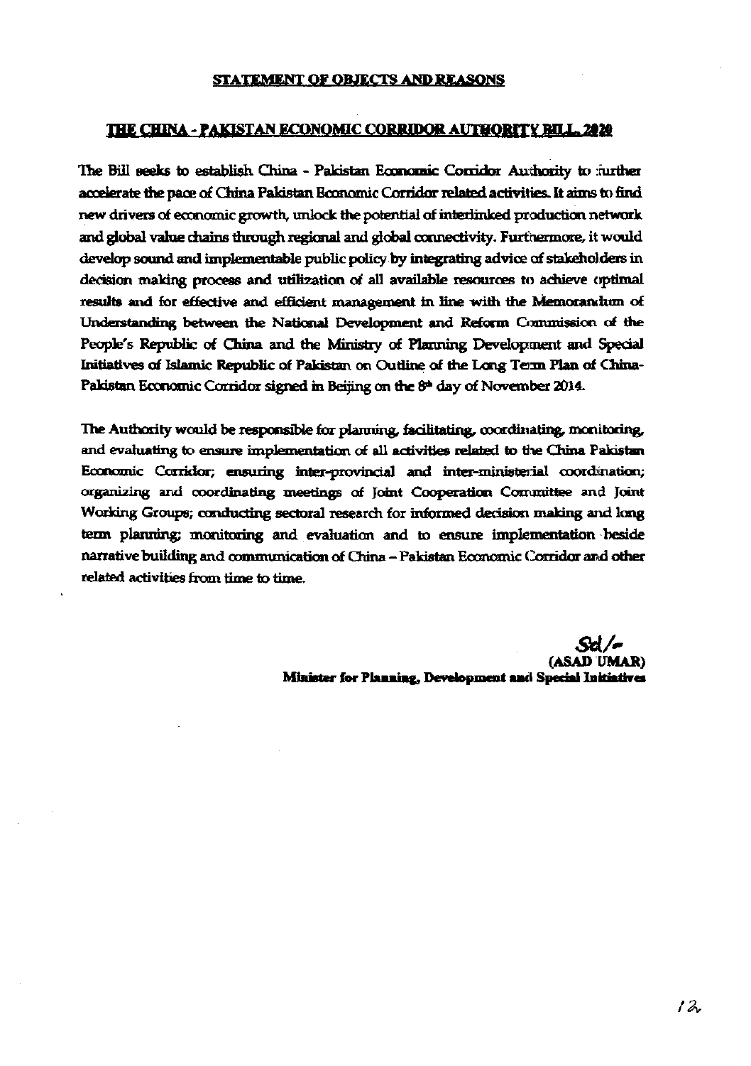## STATEMENT OF OBJECTS AND REASONS

## THE CHINA - PAKISTAN ECONOMIC CORRIDOR AUTHORITY BILL, 2020

The Bill seeks to establish China - Pakistan Economic Corridor Authority to further accelerate the pace of China Pakistan Economic Corridor related activities. It aims to find new drivers of economic growth, unlock the potential of interlinked production network and global value chains through regional and global connectivity. Furthermore, it would develop sound and implementable public policy by integrating advice of stakeholders in decision making process and utilization of all available resources to achieve optimal results and for effective and efficient management in line with the Memorandum of Understanding between the National Development and Reform Commission of the People's Republic of China and the Ministry of Planning Development and Special Initiatives of Islamic Republic of Pakistan on Outline of the Long Term Plan of China-Pakistan Economic Corridor signed in Beijing on the 8th day of November 2014.

The Authority would be responsible for planning, facilitating, coordinating, monitoring, and evaluating to ensure implementation of all activities related to the China Pakistan Economic Corridor; ensuring inter-provincial and inter-ministerial coordination; organizing and coordinating meetings of Joint Cooperation Committee and Joint Working Groups; conducting sectoral research for informed decision making and long term planning; monitoring and evaluation and to ensure implementation beside narrative building and communication of China – Pakistan Economic Corridor and other related activities from time to time.

Sd/-
**(ASAD UMAR)**
**Minister for Planning, Development and Special Initiatives**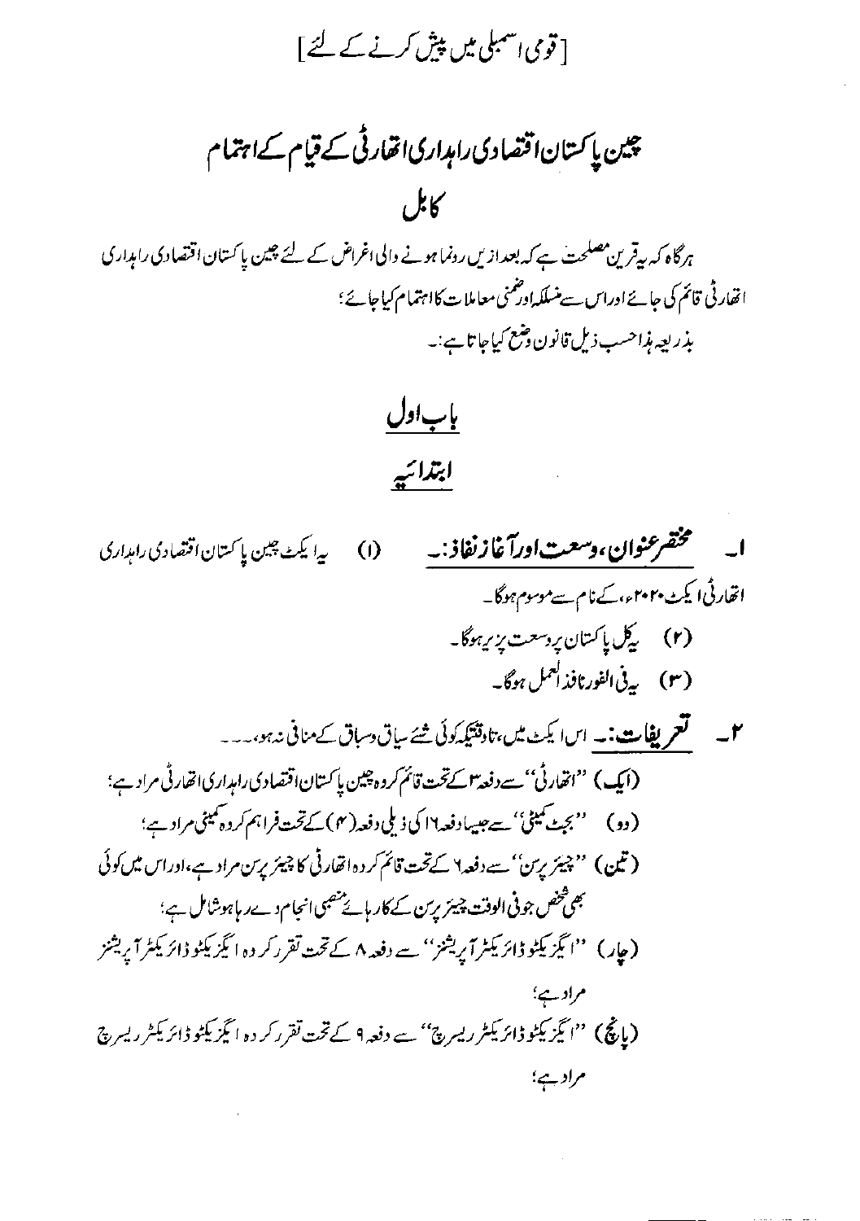[قومی اسمبلی میں پیش کرنے کے لئے]

# چین پاکستان اقتصادی راہداری اتھارٹی کے قیام کے اہتمام کا بل

ہرگاہ کہ یہ قرین مصلحت ہے کہ بعدازیں رونما ہونے والی اغراض کے لئے چین پاکستان اقتصادی راہداری اتھارٹی قائم کی جائے اور اس سے منسلکہ اور ضمنی معاملات کا اہتمام کیا جائے؛

بذریعہ ہذا حسب ذیل قانون وضع کیا جاتا ہے:۔

## باب اول

## ابتدائیہ

۱۔ **مختصر عنوان، وسعت اور آغاز نفاذ:۔** (۱) یہ ایکٹ چین پاکستان اقتصادی راہداری اتھارٹی ایکٹ ۲۰۲۰ء، کے نام سے موسوم ہوگا۔

(۲) یہ کل پاکستان پر وسعت پذیر ہوگا۔

(۳) یہ فی الفور نافذ العمل ہوگا۔

۲۔ **تعریفات:۔** اس ایکٹ میں، تاوقتیکہ کوئی شے سیاق وسباق کے منافی نہ ہو،۔۔۔

(ایک) ''اتھارٹی'' سے دفعہ ۳ کے تحت قائم کردہ چین پاکستان اقتصادی راہداری اتھارٹی مراد ہے؛

(دو) ''بجٹ کمیٹی'' سے جیسا دفعہ ۱۶ کی ذیلی دفعہ (۴) کے تحت فراہم کردہ کمیٹی مراد ہے؛

(تین) ''چیئرپرسن'' سے دفعہ ۶ کے تحت قائم کردہ اتھارٹی کا چیئرپرسن مراد ہے، اور اس میں کوئی بھی شخص جو فی الوقت چیئرپرسن کے کاربائے منصبی انجام دے رہا ہو شامل ہے؛

(چار) ''ایگزیکٹو ڈائریکٹر آپریشنز'' سے دفعہ ۸ کے تحت تقرر کردہ ایگزیکٹو ڈائریکٹر آپریشنز مراد ہے؛

(پانچ) ''ایگزیکٹو ڈائریکٹر ریسرچ'' سے دفعہ ۹ کے تحت تقرر کردہ ایگزیکٹو ڈائریکٹر ریسرچ مراد ہے؛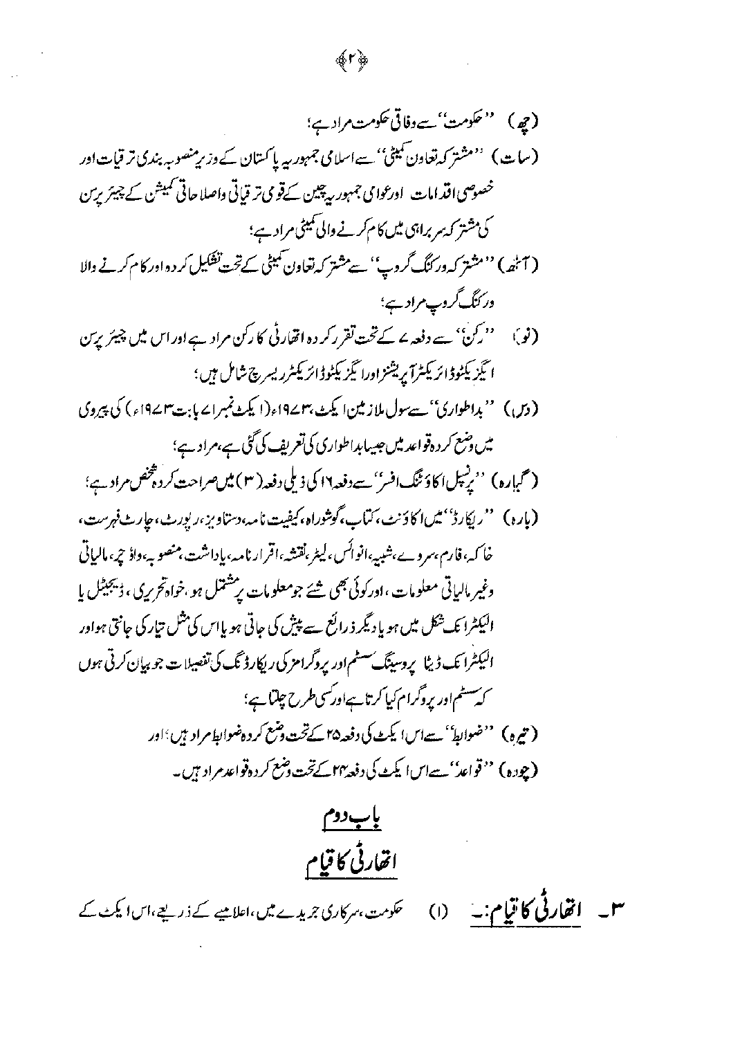(چھ) ''حکومت'' سے وفاقی حکومت مراد ہے؛

(سات) ''مشترکہ تعاون کمیٹی'' سے اسلامی جمہوریہ پاکستان کے وزیر منصوبہ بندی ترقیات اور خصوصی اقدامات اور عوامی جمہوریہ چین کے قومی ترقیاتی واصلاحاتی کمیشن کے چیئرپرسن کی مشترکہ سربراہی میں کام کرنے والی کمیٹی مراد ہے؛

(آٹھ) ''مشترکہ ورکنگ گروپ'' سے مشترکہ تعاون کمیٹی کے تحت تشکیل کردہ اور کام کرنے والا ورکنگ گروپ مراد ہے؛

(نو) ''رکن'' سے دفعہ ۷ کے تحت تقرر کردہ اتھارٹی کا رکن مراد ہے اور اس میں چیئرپرسن ایگزیکٹوڈائریکٹرآپریشنز اور ایگزیکٹوڈائریکٹر ریسرچ شامل ہیں؛

(دس) ''بداطواری'' سے سول ملازمین ایکٹ، ۱۹۷۳ء (ایکٹ نمبر ۷۱ بابت ۱۹۷۳ء) کی پیروی میں وضع کردہ قواعد میں جیسا بداطواری کی تعریف کی گئی ہے، مراد ہے؛

(گیارہ) ''پرنسپل اکاؤنٹنگ افسر'' سے دفعہ ۱۶ کی ذیلی دفعہ (۳) میں صراحت کردہ شخص مراد ہے؛

(بارہ) ''ریکارڈ'' میں اکاؤنٹ، کتاب، گوشوارہ، کیفیت نامہ، دستاویز، رپورٹ، چارٹ فہرست، خاکہ، فارم، سروے، شبیہ، انوائس، لیٹر، نقشہ، اقرارنامہ، یادداشت، منصوبہ، واؤچر، مالیاتی وغیر مالیاتی معلومات، اور کوئی بھی شے جو معلومات پر مشتمل ہو، خواہ تحریری، ڈیجیٹل یا الیکٹرانک شکل میں ہو یا دیگر ذرائع سے پیش کی جاتی ہو یا اس کی مثل تیار کی جاتی ہو اور الیکٹرانک ڈیٹا پروسینگ سسٹم اور پروگرامز کی ریکارڈنگ کی تفصیلات جو بیان کرتی ہوں کہ سسٹم اور پروگرام کیا کرتا ہے اور کسی طرح چلتا ہے؛

(تیرہ) ''ضوابط'' سے اس ایکٹ کی دفعہ ۲۵ کے تحت وضع کردہ ضوابط مراد ہیں؛ اور

(چودہ) ''قواعد'' سے اس ایکٹ کی دفعہ ۲۴ کے تحت وضع کردہ قواعد مراد ہیں۔

## باب دوم
## اتھارٹی کا قیام

۳۔ **اتھارٹی کا قیام:۔** (۱) حکومت، سرکاری جریدے میں، اعلامیے کے ذریعے، اس ایکٹ کے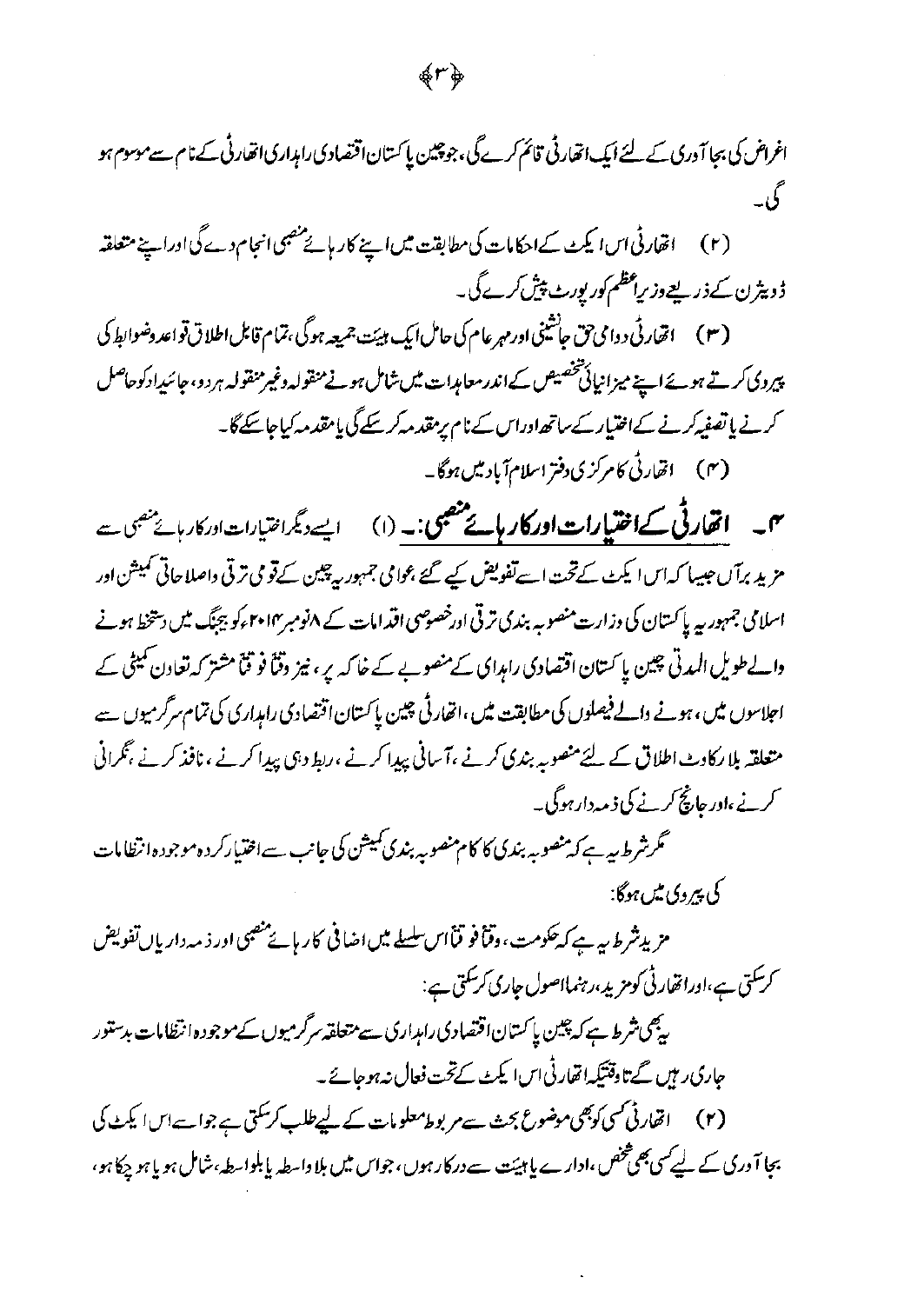اغراض کی بجا آوری کے لئے ایک اتھارٹی قائم کرے گی، جو چین پاکستان اقتصادی راہداری اتھارٹی کے نام سے موسوم ہو گی۔

(۲) اتھارٹی اس ایکٹ کے احکامات کی مطابقت میں اپنے کارہائے منصبی انجام دے گی اور اپنے متعلقہ ڈویژن کے ذریعے وزیر اعظم کو رپورٹ پیش کرے گی۔

(۳) اتھارٹی دوامی حق جانشینی اور مہر عام کی حامل ایک ہیئت جمیعہ ہوگی، تمام قابل اطلاق قواعد وضوابط کی پیروی کرتے ہوئے اپنے میزانیائی تخصیص کے اندر معاہدات میں شامل ہونے منقولہ وغیر منقولہ ہر دو، جائیداد کو حاصل کرنے یا تصفیہ کرنے کے اختیار کے ساتھ اور اس کے نام پر مقدمہ کر سکے گی یا مقدمہ کیا جا سکے گا۔

(۴) اتھارٹی کا مرکزی دفتر اسلام آباد میں ہوگا۔

۴۔ **اتھارٹی کے اختیارات اور کارہائے منصبی:۔** (۱) ایسے دیگر اختیارات اور کارہائے منصبی سے مزید برآں جیسا کہ اس ایکٹ کے تحت اسے تفویض کیے گئے، عوامی جمہوریہ چین کے قومی ترقی و اصلاحاتی کمیشن اور اسلامی جمہوریہ پاکستان کی وزارت منصوبہ بندی ترقی اور خصوصی اقدامات کے ۸ نومبر ۲۰۱۴ء کو بیجنگ میں دستخط ہونے والے طویل المدتی چین پاکستان اقتصادی راہداری کے منصوبے کے خاکہ پر، نیز وقتاً فوقتاً مشترکہ تعاون کمیٹی کے اجلاسوں میں، ہونے والے فیصلوں کی مطابقت میں، اتھارٹی چین پاکستان اقتصادی راہداری کی تمام سرگرمیوں سے متعلقہ بلا رکاوٹ اطلاق کے لئے منصوبہ بندی کرنے، آسانی پیدا کرنے، ربط دہی پیدا کرنے، نافذ کرنے، نگرانی کرنے، اور جانچ کرنے کی ذمہ دار ہوگی۔

مگر شرط یہ ہے کہ منصوبہ بندی کا کام منصوبہ بندی کمیشن کی جانب سے اختیار کردہ موجودہ انتظامات کی پیروی میں ہوگا:

مزید شرط یہ ہے کہ حکومت، وقتاً فوقتاً اس سلسلے میں اضافی کارہائے منصبی اور ذمہ داریاں تفویض کر سکتی ہے، اور اتھارٹی کو مزید، رہنما اصول جاری کر سکتی ہے:

یہ بھی شرط ہے کہ چین پاکستان اقتصادی راہداری سے متعلقہ سرگرمیوں کے موجودہ انتظامات بدستور جاری رہیں گے تاوقتیکہ اتھارٹی اس ایکٹ کے تحت فعال نہ ہو جائے۔

(۲) اتھارٹی کسی کو بھی موضوع بحث سے مربوط معلومات کے لیے طلب کر سکتی ہے جو اسے اس ایکٹ کی بجا آوری کے لیے کسی بھی شخص، ادارے یا ہیئت سے درکار ہوں، جو اس میں بلا واسطہ یا بلواسطہ، شامل ہو یا ہو چکا ہو،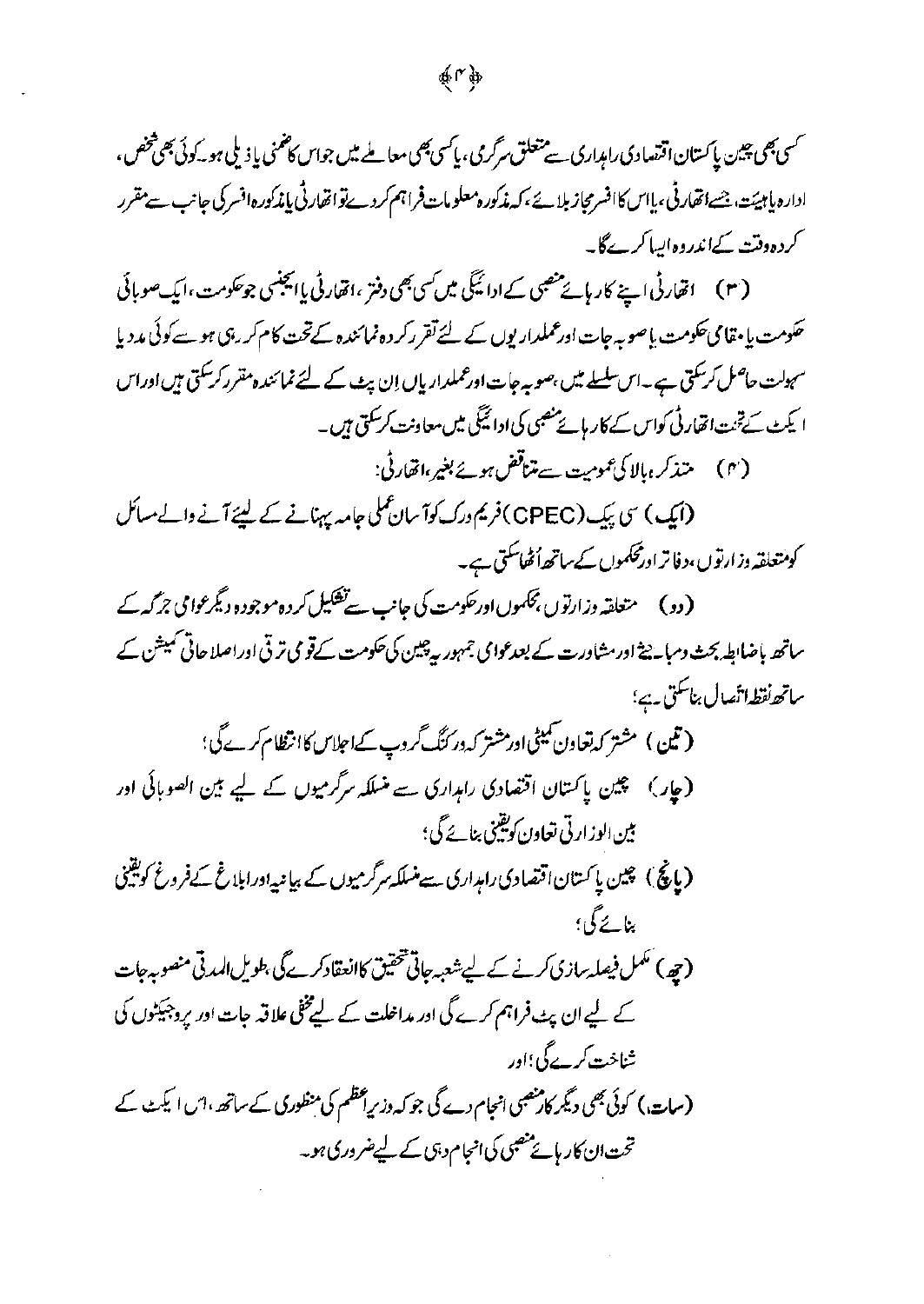کسی بھی چین پاکستان اقتصادی راہداری سے متعلق سرگرمی، یا کسی بھی معاملے میں جو اس کا ضمنی یا ذیلی ہو۔ کوئی بھی شخص، ادارہ یا ہیئت، جسے اتھارٹی، یا اس کا افسر مجاز بلائے، کہ مذکورہ معلومات فراہم کر دے تو اتھارٹی یا مذکورہ افسر کی جانب سے مقرر کردہ وقت کے اندر وہ ایسا کرے گا۔

(۳) اتھارٹی اپنے کارہائے منصبی کے ادائیگی میں کسی بھی دفتر، اتھارٹی یا ایجنسی جو حکومت، ایک صوبائی حکومت یا مقامی حکومت یا صوبہ جات اور عملداریوں کے لئے تقرر کردہ نمائندہ کے تحت کام کر رہی ہو سے کوئی مدد یا سہولت حاصل کر سکتی ہے۔ اس سلسلے میں، صوبہ جات اور عملداریاں اِن پٹ کے لئے نمائندہ مقرر کر سکتی ہیں اور اس ایکٹ کے تحت اتھارٹی کو اس کے کارہائے منصبی کی ادائیگی میں معاونت کر سکتی ہیں۔

(۴) متذکرہ بالا کی عمومیت سے متناقض ہوئے بغیر، اتھارٹی:

(ایک) سی پیک (CPEC) فریم ورک کو آسان عملی جامہ پہنانے کے لیئے آنے والے مسائل کو متعلقہ وزارتوں، دفاتر اور محکموں کے ساتھ اُٹھا سکتی ہے۔

(دو) متعلقہ وزارتوں، محکموں اور حکومت کی جانب سے تشکیل کردہ موجودہ دیگر عوامی جرگہ کے ساتھ باضابطہ بحث و مباحثے اور مشاورت کے بعد عوامی جمہوریہ چین کی حکومت کے قومی ترقی اور اصلاحاتی کمیشن کے ساتھ نقطہ اتصال بنا سکتی ہے؛

(تین) مشترکہ تعاون کمیٹی اور مشترکہ ورکنگ گروپ کے اجلاس کا انتظام کرے گی؛

(چار) چین پاکستان اقتصادی راہداری سے منسلکہ سرگرمیوں کے لیے بین الصوبائی اور بین الوزارتی تعاون کو یقینی بنائے گی؛

(پانچ) چین پاکستان اقتصادی راہداری سے منسلکہ سرگرمیوں کے بیانیہ اور ابلاغ کے فروغ کو یقینی بنائے گی؛

(چھ) مکمل فیصلہ سازی کرنے کے لیے شعبہ جاتی تحقیق کا انعقاد کرے گی، طویل المدتی منصوبہ جات کے لیے ان پٹ فراہم کرے گی اور مداخلت کے لیے مخفی علاقہ جات اور پروجیکٹوں کی شناخت کرے گی؛ اور

(سات) کوئی بھی دیگر کار منصبی انجام دے گی جو کہ وزیراعظم کی منظوری کے ساتھ، اس ایکٹ کے تحت ان کارہائے منصبی کی انجام دہی کے لیے ضروری ہو۔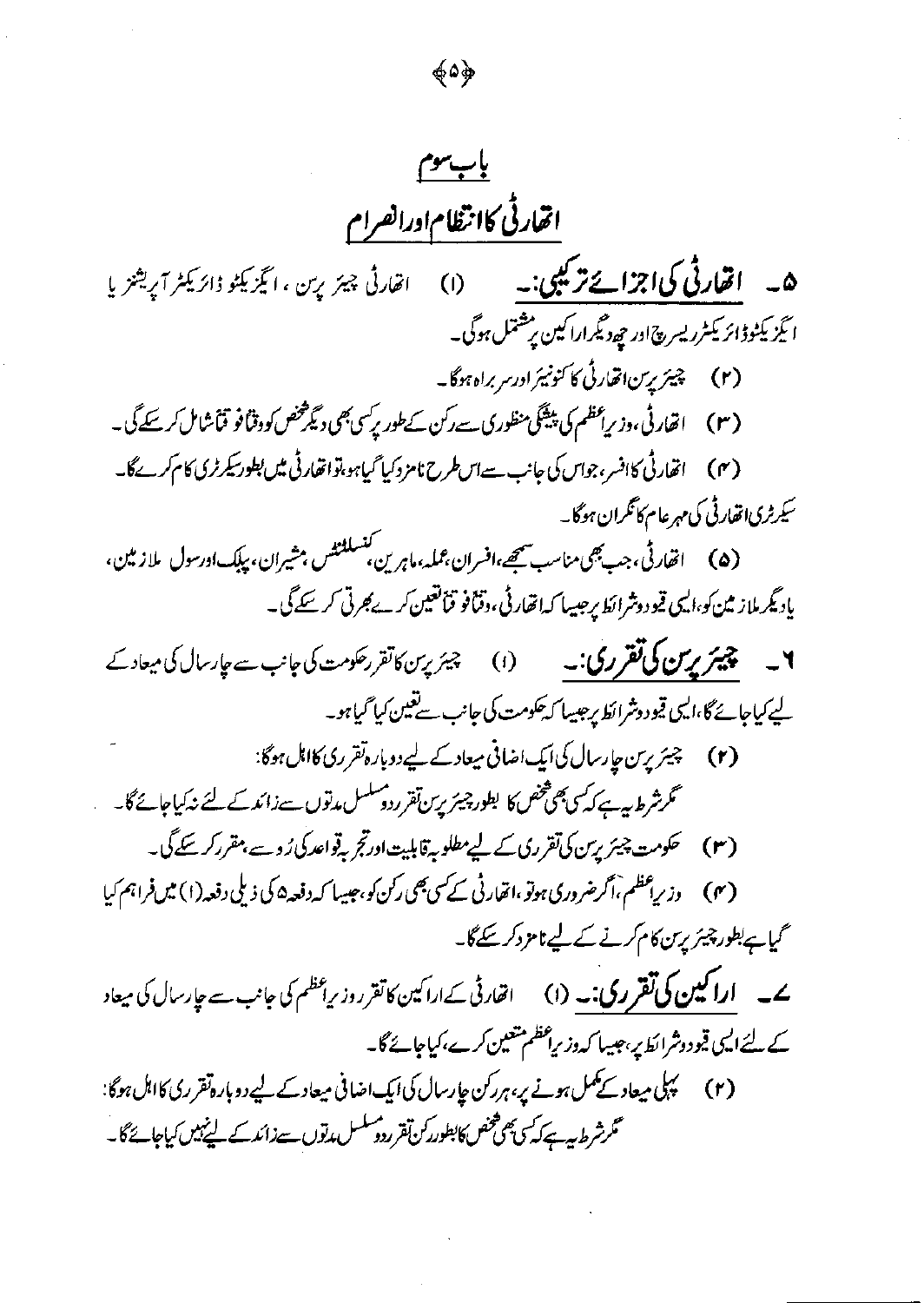## باب سوم

## اتھارٹی کا انتظام اور انصرام

**۵۔ اتھارٹی کی اجزائے ترکیبی:۔** (۱) اتھارٹی چیئر پرسن، ایگزیکٹو ڈائریکٹر آپریشنز یا ایگزیکٹو ڈائریکٹر ریسرچ اور چھ دیگر اراکین پر مشتمل ہوگی۔

(۲) چیئر پرسن اتھارٹی کا کنونیئر اور سربراہ ہوگا۔

(۳) اتھارٹی، وزیر اعظم کی پیشگی منظوری سے رکن کے طور پر کسی بھی دیگر شخص کو وقتاً فوقتاً شامل کر سکے گی۔

(۴) اتھارٹی کا افسر، جو اس کی جانب سے اس طرح نامزد کیا گیا ہو، تو اتھارٹی میں بطور سیکرٹری کام کرے گا۔ سیکرٹری اتھارٹی کی مہر عام کا نگران ہوگا۔

(۵) اتھارٹی، جب بھی مناسب سمجھے، افسران، عملہ، ماہرین، کنسلٹنٹس، مشیران، پبلک اور سول ملازمین، یا دیگر ملازمین کو، ایسی قیود و شرائط پر جیسا کہ اتھارٹی، وقتاً فوقتاً تعین کرے بھرتی کر سکے گی۔

**۶۔ چیئر پرسن کی تقرری:۔** (۱) چیئر پرسن کا تقرر حکومت کی جانب سے چار سال کی میعاد کے لیے کیا جائے گا، ایسی قیود و شرائط پر جیسا کہ حکومت کی جانب سے تعین کیا گیا ہو۔

(۲) چیئر پرسن چار سال کی ایک اضافی میعاد کے لیے دوبارہ تقرری کا اہل ہوگا:

مگر شرط یہ ہے کہ کسی بھی شخص کا بطور چیئر پرسن تقرر دو مسلسل مدتوں سے زائد کے لئے نہ کیا جائے گا۔

(۳) حکومت چیئر پرسن کی تقرری کے لیے مطلوبہ قابلیت اور تجربہ قواعد کی رُو سے، مقرر کر سکے گی۔

(۴) وزیر اعظم، اگر ضروری ہو تو، اتھارٹی کے کسی بھی رکن کو، جیسا کہ دفعہ ۵ کی ذیلی دفعہ (۱) میں فراہم کیا گیا ہے بطور چیئر پرسن کام کرنے کے لیے نامزد کر سکے گا۔

**۷۔ اراکین کی تقرری:۔** (۱) اتھارٹی کے اراکین کا تقرر وزیر اعظم کی جانب سے چار سال کی میعاد کے لئے ایسی قیود و شرائط پر، جیسا کہ وزیر اعظم متعین کرے، کیا جائے گا۔

(۲) پہلی میعاد کے مکمل ہونے پر، ہر رکن چار سال کی ایک اضافی میعاد کے لیے دوبارہ تقرری کا اہل ہوگا:

مگر شرط یہ ہے کہ کسی بھی شخص کا بطور رکن تقرر دو مسلسل مدتوں سے زائد کے لیے نہیں کیا جائے گا۔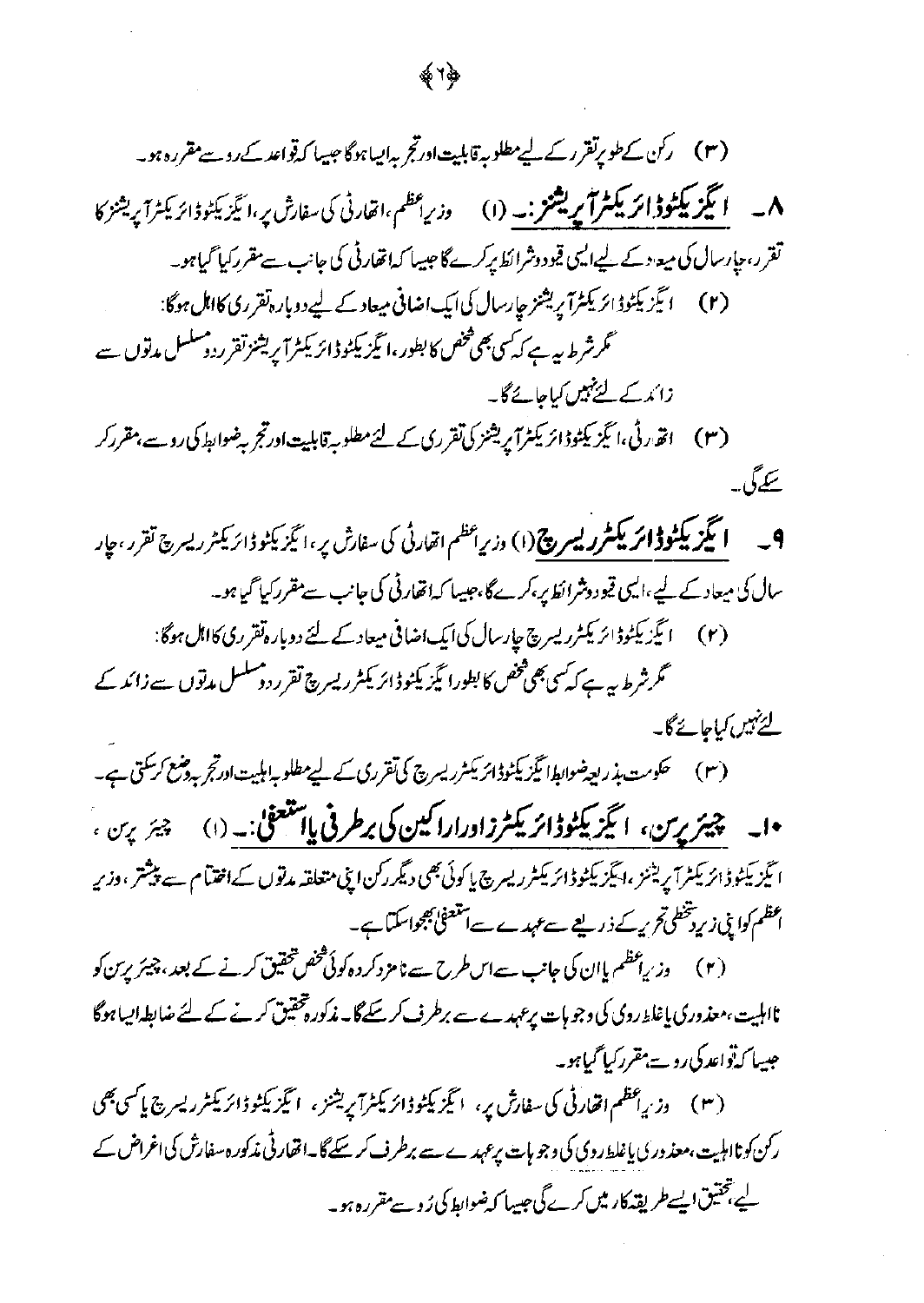(۳) رکن کے طور پر تقرر کے لیے مطلوبہ قابلیت اور تجربہ ایسا ہوگا جیسا کہ قواعد کے رو سے مقررہ ہو۔

**۸۔ ایگزیکٹوڈائریکٹرآپریشنز:۔** (۱) وزیرِاعظم، اتھارٹی کی سفارش پر، ایگزیکٹوڈائریکٹرآپریشنز کا تقرر، چار سال کی میعاد کے لیے ایسی قیود و شرائط پر کرے گا جیسا کہ اتھارٹی کی جانب سے مقرر کیا گیا ہو۔

(۲) ایگزیکٹوڈائریکٹرآپریشنز چار سال کی ایک اضافی میعاد کے لیے دوبارہ تقرری کا اہل ہوگا:

مگر شرط یہ ہے کہ کسی بھی شخص کا بطور، ایگزیکٹوڈائریکٹرآپریشنز تقرر دو مسلسل مدتوں سے زائد کے لئے نہیں کیا جائے گا۔

(۳) اتھارٹی، ایگزیکٹوڈائریکٹرآپریشنز کی تقرری کے لئے مطلوبہ قابلیت اور تجربہ ضوابط کی رو سے، مقرر کر سکے گی۔

**۹۔ ایگزیکٹوڈائریکٹرریسرچ** (۱) وزیرِاعظم اتھارٹی کی سفارش پر، ایگزیکٹوڈائریکٹرریسرچ تقرر، چار سال کی میعاد کے لیے، ایسی قیود و شرائط پر، کرے گا، جیسا کہ اتھارٹی کی جانب سے مقرر کیا گیا ہو۔

(۲) ایگزیکٹوڈائریکٹرریسرچ چار سال کی ایک اضافی میعاد کے لئے دوبارہ تقرری کا اہل ہوگا:

مگر شرط یہ ہے کہ کسی بھی شخص کا بطور ایگزیکٹوڈائریکٹرریسرچ تقرر دو مسلسل مدتوں سے زائد کے لئے نہیں کیا جائے گا۔

(۳) حکومت بذریعہ ضوابط ایگزیکٹوڈائریکٹرریسرچ کی تقرری کے لیے مطلوبہ اہلیت اور تجربہ وضع کر سکتی ہے۔

**۱۰۔ چیئرپرسن، ایگزیکٹوڈائریکٹرز اور اراکین کی برطرفی یا استعفیٰ:۔** (۱) چیئرپرسن، ایگزیکٹوڈائریکٹرآپریشنز، ایگزیکٹوڈائریکٹرریسرچ یا کوئی بھی دیگر رکن اپنی متعلقہ مدتوں کے اختتام سے پیشتر، وزیرِاعظم کو اپنی زیرِ دستخطی تحریر کے ذریعے سے عہدے سے استعفیٰ بھجوا سکتا ہے۔

(۲) وزیرِاعظم یا ان کی جانب سے اس طرح سے نامزد کردہ کوئی شخص تحقیق کرنے کے بعد، چیئرپرسن کو نااہلیت، معذوری یا غلط روی کی وجوہات پر عہدے سے برطرف کر سکے گا۔ مذکورہ تحقیق کرنے کے لئے ضابطہ ایسا ہوگا جیسا کہ قواعد کی رو سے، مقرر کیا گیا ہو۔

(۳) وزیرِاعظم اتھارٹی کی سفارش پر، ایگزیکٹوڈائریکٹرآپریشنز، ایگزیکٹوڈائریکٹرریسرچ یا کسی بھی رکن کو نااہلیت، معذوری یا غلط روی کی وجوہات پر عہدے سے برطرف کر سکے گا۔ اتھارٹی مذکورہ سفارش کی اغراض کے لیے، تحقیق ایسے طریقہ کار میں کرے گی جیسا کہ ضوابط کی رُو سے مقررہ ہو۔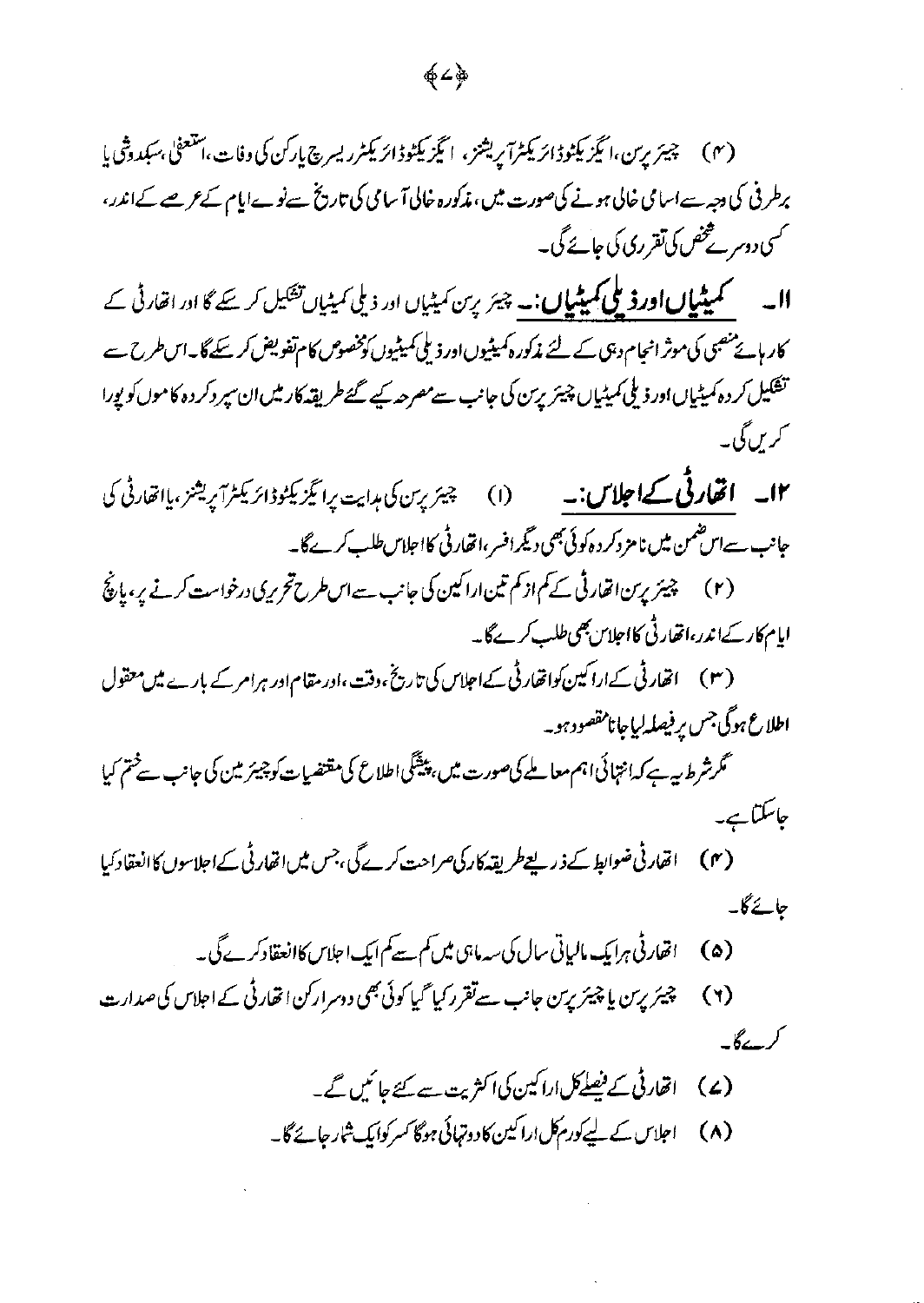(۴) چیئرپرسن، ایگزیکٹوڈائریکٹرآپریشنز، ایگزیکٹوڈائریکٹرریسرچ یارکن کی وفات، استعفیٰ، سبکدوشی یا برطرفی کی وجہ سے اسامی خالی ہونے کی صورت میں، مذکورہ خالی آسامی کی تاریخ سے نوے ایام کے عرصے کے اندر، کسی دوسرے شخص کی تقرری کی جائے گی۔

۱۱۔ **کمیٹیاں اور ذیلی کمیٹیاں:۔** چیئرپرسن کمیٹیاں اور ذیلی کمیٹیاں تشکیل کر سکے گا اور اتھارٹی کے کارہائے منصبی کی موثر انجام دہی کے لئے مذکورہ کمیٹیوں اور ذیلی کمیٹیوں کو مخصوص کام تفویض کر سکے گا۔ اس طرح سے تشکیل کردہ کمیٹیاں اور ذیلی کمیٹیاں چیئرپرسن کی جانب سے مصرحہ کیے گئے طریقہ کار میں ان سپرد کردہ کاموں کو پورا کریں گی۔

۱۲۔ **اتھارٹی کے اجلاس:۔** (۱) چیئرپرسن کی ہدایت پر ایگزیکٹوڈائریکٹرآپریشنز، یا اتھارٹی کی جانب سے اس ضمن میں نامزد کردہ کوئی بھی دیگر افسر، اتھارٹی کا اجلاس طلب کرے گا۔

(۲) چیئرپرسن اتھارٹی کے کم از کم تین اراکین کی جانب سے اس طرح تحریری درخواست کرنے پر، پانچ ایام کار کے اندر، اتھارٹی کا اجلاس بھی طلب کرے گا۔

(۳) اتھارٹی کے اراکین کو اتھارٹی کے اجلاس کی تاریخ، وقت، اور مقام اور ہر امر کے بارے میں معقول اطلاع ہوگی جس پر فیصلہ لیا جانا مقصود ہو۔

مگر شرط یہ ہے کہ انتہائی اہم معاملے کی صورت میں، پیشگی اطلاع کی مقتضیات کو چیئرمین کی جانب سے ختم کیا جاسکتا ہے۔

(۴) اتھارٹی ضوابط کے ذریعے طریقہ کار کی صراحت کرے گی، جس میں اتھارٹی کے اجلاسوں کا انعقاد کیا جائے گا۔

(۵) اتھارٹی ہر ایک مالیاتی سال کی سہ ماہی میں کم سے کم ایک اجلاس کا انعقاد کرے گی۔

(۶) چیئرپرسن یا چیئرپرسن جانب سے تقرر کیا گیا کوئی بھی دوسرا رکن اتھارٹی کے اجلاس کی صدارت کرے گا۔

(۷) اتھارٹی کے فیصلے کل اراکین کی اکثریت سے کئے جائیں گے۔

(۸) اجلاس کے لیے کورم کل اراکین کا دو تہائی ہوگا کسر کو ایک شمار کیا جائے گا۔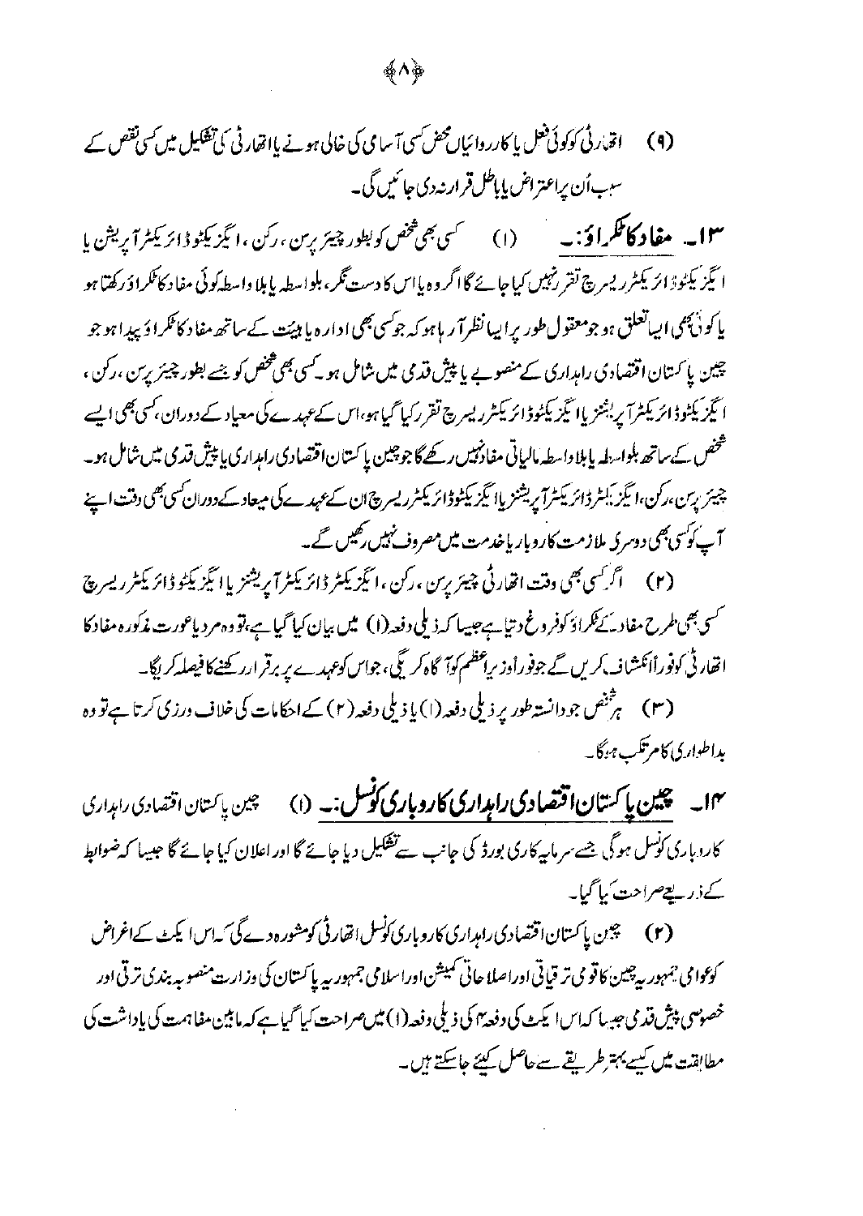(۹) اتھارٹی کو کوئی فعل یا کارروائیاں محض کسی آسامی کی خالی ہونے یا اتھارٹی کی تشکیل میں کسی نقص کے سبب اُن پر اعتراض یا باطل قرار نہ دی جائیں گی۔

**۱۳۔ مفاد کا ٹکراؤ:۔** (۱) کسی بھی شخص کو بطور چیئر پرسن، رکن، ایگزیکٹو ڈائریکٹر آپریشن یا ایگزیکٹو ڈائریکٹر ریسرچ تقرر نہیں کیا جائے گا اگر وہ یا اس کا دست نگر، بلواسطہ یا بلاواسطہ کوئی مفاد کا ٹکراؤ رکھتا ہو یا کوئی بھی ایسا تعلق ہو جو معقول طور پر ایسا نظر آ رہا ہو کہ جو کسی بھی ادارہ یا ہیئت کے ساتھ مفاد کا ٹکراؤ پیدا ہو جو چین پاکستان اقتصادی راہداری کے منصوبے یا پیش قدمی میں شامل ہو۔ کسی بھی شخص کو جسے بطور چیئر پرسن، رکن، ایگزیکٹو ڈائریکٹر آپریشنز یا ایگزیکٹو ڈائریکٹر ریسرچ تقرر کیا گیا ہو، اس کے عہدے کی معیاد کے دوران، کسی بھی ایسے شخص کے ساتھ بلواسطہ یا بلاواسطہ مالیاتی مفاد نہیں رکھے گا جو چین پاکستان اقتصادی راہداری یا پیش قدمی میں شامل ہو۔ چیئر پرسن، رکن، ایگزیکٹو ڈائریکٹر آپریشنز یا ایگزیکٹو ڈائریکٹر ریسرچ ان کے عہدے کی میعاد کے دوران کسی بھی وقت اپنے آپ کو کسی بھی دوسری ملازمت کاروبار یا خدمت میں مصروف نہیں رکھیں گے۔

(۲) اگر کسی بھی وقت اتھارٹی چیئر پرسن، رکن، ایگزیکٹو ڈائریکٹر آپریشنز یا ایگزیکٹو ڈائریکٹر ریسرچ کسی بھی طرح مفاد کے ٹکراؤ کو فروغ دیتا ہے جیسا کہ ذیلی دفعہ (۱) میں بیان کیا گیا ہے، تو وہ مرد یا عورت مذکورہ مفاد کا اتھارٹی کو فوراً انکشاف کریں گے جو فوراً وزیراعظم کو آگاہ کرے گی، جو اس کو عہدے پر برقرار رکھنے کا فیصلہ کریگا۔

(۳) ہر شخص جو دانستہ طور پر ذیلی دفعہ (۱) یا ذیلی دفعہ (۲) کے احکامات کی خلاف ورزی کرتا ہے تو وہ بد اطواری کا مرتکب ہوگا۔

**۱۴۔ چین پاکستان اقتصادی راہداری کاروباری کونسل:۔** (۱) چین پاکستان اقتصادی راہداری کاروباری کونسل ہوگی جسے سرمایہ کاری بورڈ کی جانب سے تشکیل دیا جائے گا اور اعلان کیا جائے گا جیسا کہ ضوابط کے ذریعے صراحت کیا گیا۔

(۲) چین پاکستان اقتصادی راہداری کاروباری کونسل اتھارٹی کو مشورہ دے گی کہ اس ایکٹ کے اغراض کو عوامی جمہوریہ چین کا قومی ترقیاتی اور اصلاحاتی کمیشن اور اسلامی جمہوریہ پاکستان کی وزارت منصوبہ بندی ترقی اور خصوصی پیش قدمی جیسا کہ اس ایکٹ کی دفعہ ۲ کی ذیلی دفعہ (۱) میں صراحت کیا گیا ہے کہ مابین مفاہمت کی یاداشت کی مطابقت میں کیسے بہتر طریقے سے حاصل کیئے جاسکتے ہیں۔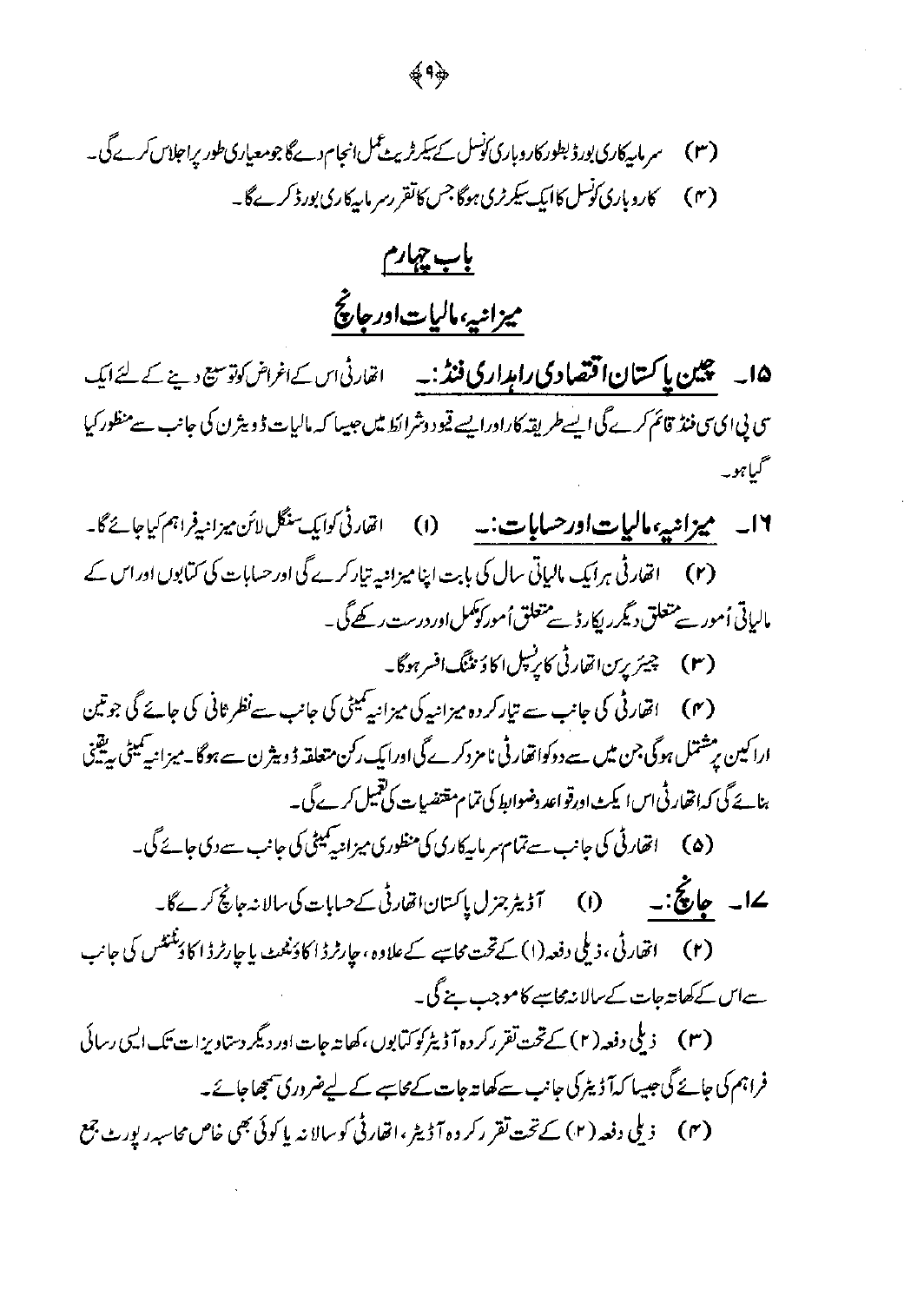(۳) سرمایہ کاری بورڈ بطور کاروباری کونسل کے سیکرٹریٹ عمل انجام دے گا جو معیاری طور پر اجلاس کرے گی۔

(۴) کاروباری کونسل کا ایک سیکرٹری ہوگا جس کا تقرر سرمایہ کاری بورڈ کرے گا۔

## باب چہارم

## میزانیہ، مالیات اور جانچ

۱۵۔ **چین پاکستان اقتصادی راہداری فنڈ:۔** اتھارٹی اس کے اغراض کو توسیع دینے کے لئے ایک سی پی ای سی فنڈ قائم کرے گی ایسے طریقہ کار اور ایسے قیود و شرائط میں جیسا کہ مالیات ڈویژن کی جانب سے منظور کیا گیا ہو۔

۱۶۔ **میزانیہ، مالیات اور حسابات:۔** (۱) اتھارٹی کو ایک سنگل لائن میزانیہ فراہم کیا جائے گا۔

(۲) اتھارٹی ہر ایک مالیاتی سال کی بابت اپنا میزانیہ تیار کرے گی اور حسابات کی کتابوں اور اس کے مالیاتی اُمور سے متعلق دیگر ریکارڈ سے متعلق اُمور کو مکمل اور درست رکھے گی۔

(۳) چیئرپرسن اتھارٹی کا پرنسپل اکاؤنٹنگ افسر ہوگا۔

(۴) اتھارٹی کی جانب سے تیار کردہ میزانیہ کمیٹی کی میزانیہ کمیٹی کی جانب سے نظر ثانی کی جائے گی جو تین اراکین پر مشتمل ہوگی جن میں سے دو کو اتھارٹی نامزد کرے گی اور ایک رکن متعلقہ ڈویژن سے ہوگا۔ میزانیہ کمیٹی یہ یقینی بنائے گی کہ اتھارٹی اس ایکٹ اور قواعد وضوابط کی تمام مقتضیات کی تعمیل کرے گی۔

(۵) اتھارٹی کی جانب سے تمام سرمایہ کاری کی منظوری میزانیہ کمیٹی کی جانب سے دی جائے گی۔

۱۷۔ **جانچ:۔** (۱) آڈیٹر جنرل پاکستان اتھارٹی کے حسابات کی سالانہ جانچ کرے گا۔

(۲) اتھارٹی، ذیلی دفعہ (۱) کے تحت محاسبے کے علاوہ، چارٹرڈ اکاؤنٹنٹ یا چارٹرڈ اکاؤنٹنٹس کی جانب سے اس کے کھاتہ جات کے سالانہ محاسبے کا موجب بنے گی۔

(۳) ذیلی دفعہ (۲) کے تحت تقرر کردہ آڈیٹر کو کتابوں، کھاتہ جات اور دیگر دستاویزات تک ایسی رسائی فراہم کی جائے گی جیسا کہ آڈیٹر کی جانب سے کھاتہ جات کے محاسبے کے لیے ضروری سمجھا جائے۔

(۴) ذیلی دفعہ (۲) کے تحت تقرر کردہ آڈیٹر، اتھارٹی کو سالانہ یا کوئی بھی خاص محاسبہ رپورٹ جمع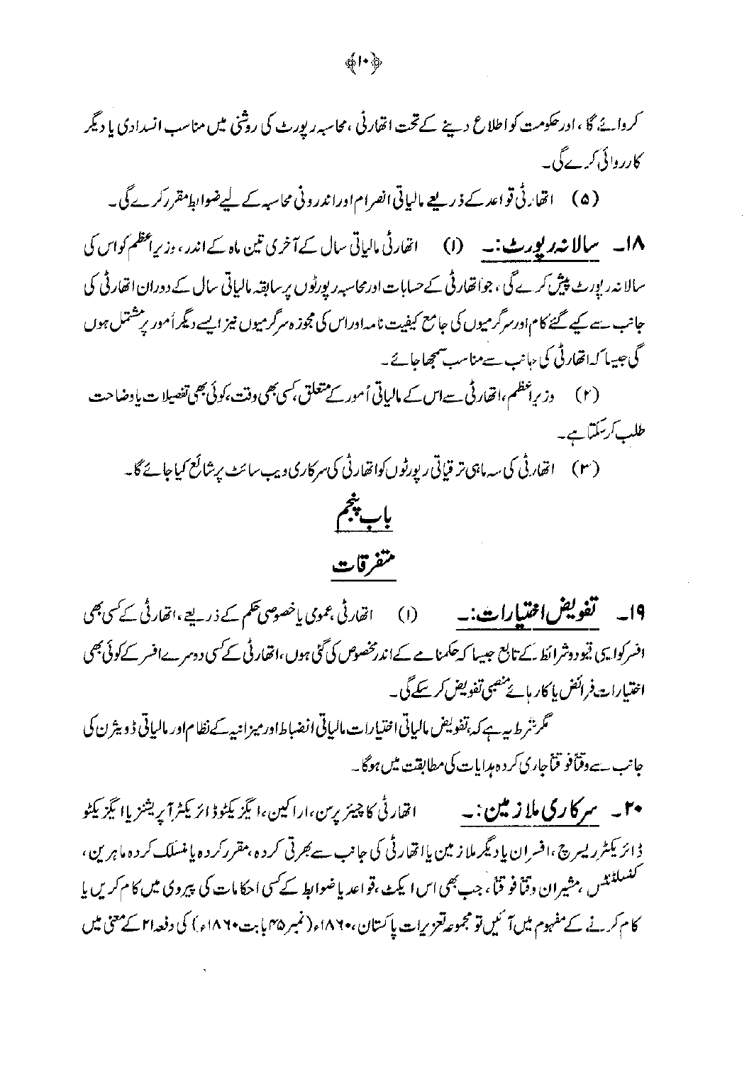کروائے گا، اور حکومت کو اطلاع دینے کے تحت اتھارٹی، محاسبہ رپورٹ کی روشنی میں مناسب انسدادی یا دیگر کارروائی کرے گی۔

(۵) اتھارٹی قواعد کے ذریعے مالیاتی انصرام اور اندرونی محاسبہ کے لیے ضوابط مقرر کرے گی۔

**۱۸۔ سالانہ رپورٹ:۔** (۱) اتھارٹی مالیاتی سال کے آخری تین ماہ کے اندر، وزیراعظم کو اس کی سالانہ رپورٹ پیش کرے گی، جو اتھارٹی کے حسابات اور محاسبہ رپورٹوں پر سابقہ مالیاتی سال کے دوران اتھارٹی کی جانب سے کیے گئے کام اور سرگرمیوں کی جامع کیفیت نامہ اور اس کی مجوزہ سرگرمیوں نیز ایسے دیگر اُمور پر مشتمل ہوں گی جیسا کہ اتھارٹی کی جانب سے مناسب سمجھا جائے۔

(۲) وزیراعظم، اتھارٹی سے اس کے مالیاتی اُمور کے متعلق، کسی بھی وقت، کوئی بھی تفصیلات یا وضاحت طلب کر سکتا ہے۔

(۳) اتھارٹی کی سہ ماہی ترقیاتی رپورٹوں کو اتھارٹی کی سرکاری ویب سائٹ پر شائع کیا جائے گا۔

## باب پنجم

## متفرقات

**۱۹۔ تفویض اختیارات:۔** (۱) اتھارٹی، عمومی یا خصوصی حکم کے ذریعے، اتھارٹی کے کسی بھی افسر کو ایسی قیود و شرائط کے تابع جیسا کہ حکمنامے کے اندر مخصوص کی گئی ہوں، اتھارٹی کے کسی دوسرے افسر کے کوئی بھی اختیارات، فرائض یا کارہائے منصبی تفویض کر سکے گی۔

مگر شرط یہ ہے کہ تفویض مالیاتی اختیارات مالیاتی انضباط اور میزانیہ کے نظام اور مالیاتی ڈویژن کی جانب سے وقتاً فوقتاً جاری کردہ ہدایات کی مطابقت میں ہوگا۔

**۲۰۔ سرکاری ملازمین:۔** اتھارٹی کا چیئرپرسن، اراکین، ایگزیکٹو ڈائریکٹر آپریشنز یا ایگزیکٹو ڈائریکٹر ریسرچ، افسران یا دیگر ملازمین یا اتھارٹی کی جانب سے بھرتی کردہ، مقرر کردہ یا منسلک کردہ ماہرین، کنسلٹنٹس، مشیران وقتاً فوقتاً، جب بھی اس ایکٹ، قواعد یا ضوابط کے کسی احکامات کی پیروی میں کام کریں یا کام کرنے کے مفہوم میں آئیں تو مجموعہ تعزیرات پاکستان، ۱۸۶۰ء (نمبر ۴۵ بابت ۱۸۶۰ء) کی دفعہ ۲۱ کے معنی میں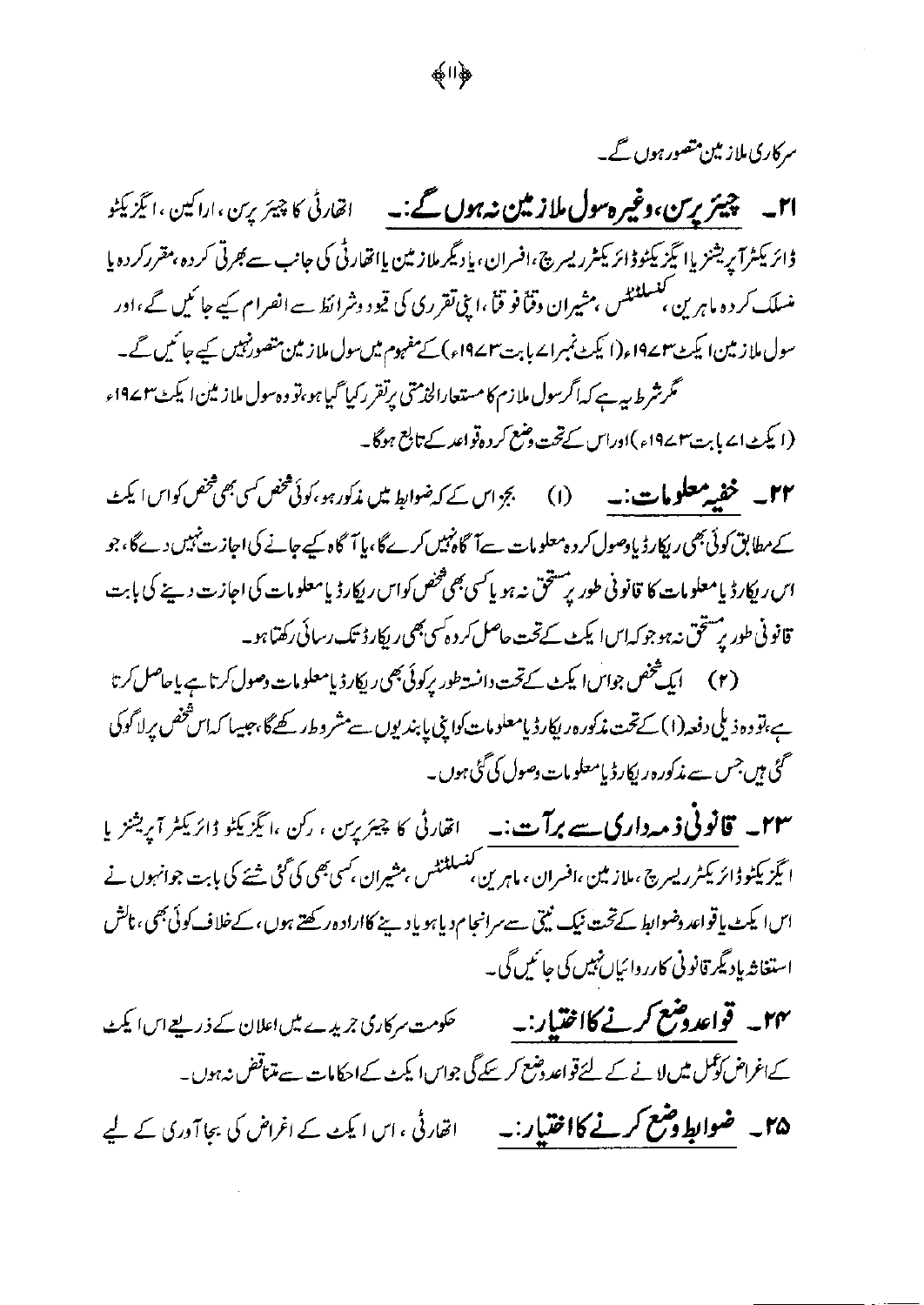سرکاری ملازمین متصور ہوں گے۔

**۲۱۔ چیئر پرسن، وغیرہ سول ملازمین نہ ہوں گے:۔** اتھارٹی کا چیئر پرسن، اراکین، ایگزیکٹو ڈائریکٹر آپریشنز یا ایگزیکٹو ڈائریکٹر ریسرچ، افسران، یا دیگر ملازمین یا اتھارٹی کی جانب سے بھرتی کردہ، مقرر کردہ یا منسلک کردہ ماہرین، کنسلٹنٹس، مشیران وقتاً فوقتاً، اپنی تقرری کی قیود و شرائط سے انصرام کیے جائیں گے، اور سول ملازمین ایکٹ ۱۹۷۳ء (ایکٹ نمبر ۷۱ بابت ۱۹۷۳ء) کے مفہوم میں سول ملازمین متصور نہیں کیے جائیں گے۔

مگر شرط یہ ہے کہ اگر سول ملازم کا مستعار الخدمتی پر تقرر کیا گیا ہو، تو وہ سول ملازمین ایکٹ ۱۹۷۳ء (ایکٹ ۷۱ بابت ۱۹۷۳ء) اور اس کے تحت وضع کردہ قواعد کے تابع ہوگا۔

**۲۲۔ خفیہ معلومات:۔** (۱) بجز اس کے کہ ضوابط میں مذکور ہو، کوئی شخص کسی بھی شخص کو اس ایکٹ کے مطابق کوئی بھی ریکارڈ یا وصول کردہ معلومات سے آگاہ نہیں کرے گا، یا آگاہ کیے جانے کی اجازت نہیں دے گا، جو اس ریکارڈ یا معلومات کا قانونی طور پر مستحق نہ ہو یا کسی بھی شخص کو اس ریکارڈ یا معلومات کی اجازت دینے کی بابت قانونی طور پر مستحق نہ ہو جو کہ اس ایکٹ کے تحت حاصل کردہ کسی بھی ریکارڈ تک رسائی رکھتا ہو۔

(۲) ایک شخص جو اس ایکٹ کے تحت دانستہ طور پر کوئی بھی ریکارڈ یا معلومات وصول کرتا ہے یا حاصل کرتا ہے، تو وہ ذیلی دفعہ (۱) کے تحت مذکورہ ریکارڈ یا معلومات کو اپنی پابندیوں سے مشروط رکھے گا، جیسا کہ اس شخص پر لاگو کی گئی ہیں جس سے مذکورہ ریکارڈ یا معلومات وصول کی گئی ہوں۔

**۲۳۔ قانونی ذمہ داری سے برآت:۔** اتھارٹی کا چیئر پرسن، رکن، ایگزیکٹو ڈائریکٹر آپریشنز یا ایگزیکٹو ڈائریکٹر ریسرچ، ملازمین، افسران، ماہرین، کنسلٹنٹس، مشیران، کسی بھی کی گئی شئے کی بابت جو انہوں نے اس ایکٹ یا قواعد و ضوابط کے تحت نیک نیتی سے سرانجام دیا ہو یا دینے کا ارادہ رکھتے ہوں، کے خلاف کوئی بھی، نالش استغاثہ یا دیگر قانونی کارروائیاں نہیں کی جائیں گی۔

**۲۴۔ قواعد وضع کرنے کا اختیار:۔** حکومت سرکاری جریدے میں اعلان کے ذریعے اس ایکٹ کے اغراض کو عمل میں لانے کے لئے قواعد وضع کر سکے گی جو اس ایکٹ کے احکامات سے متناقض نہ ہوں۔

**۲۵۔ ضوابط وضع کرنے کا اختیار:۔** اتھارٹی، اس ایکٹ کے اغراض کی بجا آوری کے لیے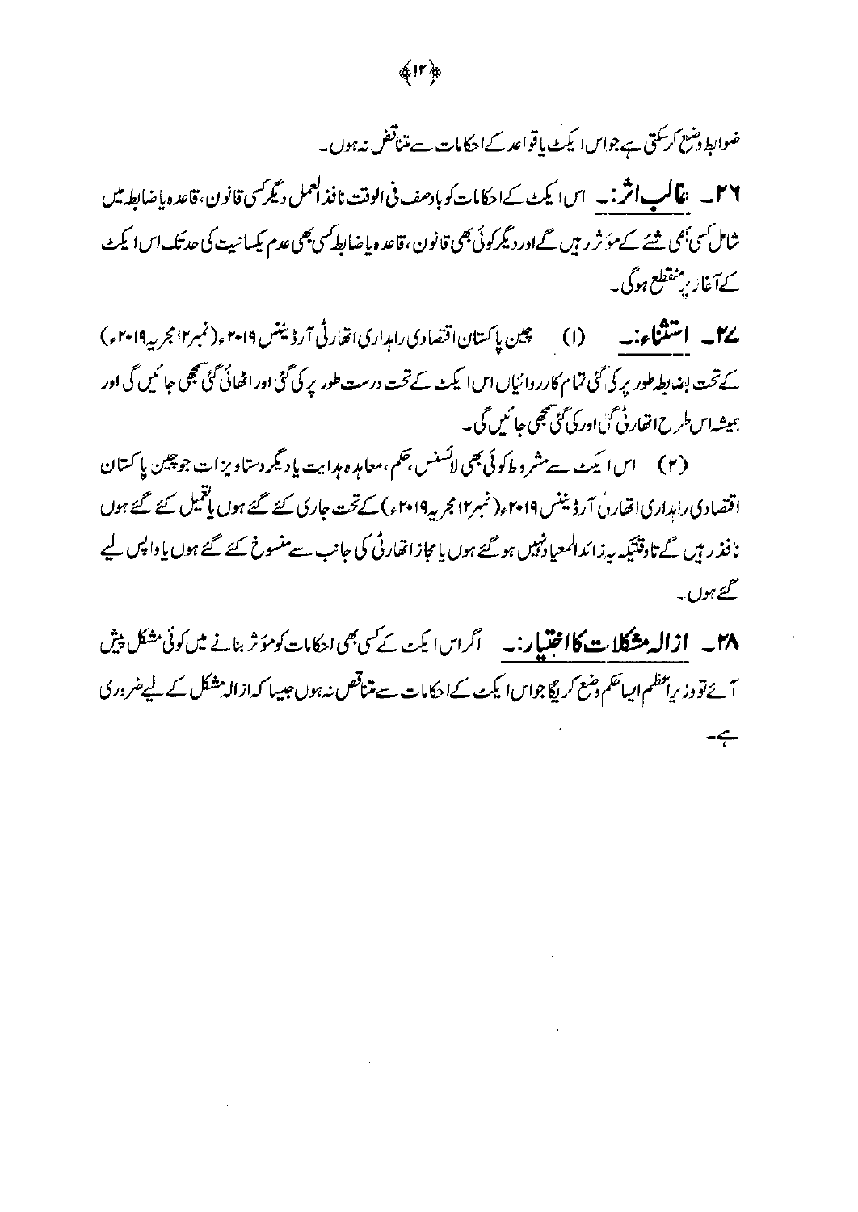ضوابط وضع کرسکتی ہے جو اس ایکٹ یا قواعد کے احکامات سے متناقض نہ ہوں۔

**۲۶۔ غالب اثر:۔** اس ایکٹ کے احکامات کو باوصف فی الوقت نافذ العمل دیگر کسی قانون، قاعدہ یا ضابطہ میں شامل کسی بھی شئے کے مؤثر رہیں گے اور دیگر کوئی بھی قانون، قاعدہ یا ضابطہ کسی بھی عدم یکسانیت کی حد تک اس ایکٹ کے آغاز پر منقطع ہوگی۔

**۲۷۔ استثناء:۔** (۱) چین پاکستان اقتصادی راہداری اتھارٹی آرڈیننس ۲۰۱۹ء (نمبر ۱۲ مجریہ ۲۰۱۹ء) کے تحت باضابطہ طور پر کی گئی تمام کارروائیاں اس ایکٹ کے تحت درست طور پر کی گئی اور اٹھائی گئی سمجھی جائیں گی اور ہمیشہ اس طرح اٹھائی گئی اور کی گئی سمجھی جائیں گی۔

(۲) اس ایکٹ سے مشروط کوئی بھی لائسنس، حکم، معاہدہ ہدایت یا دیگر دستاویزات جو چین پاکستان اقتصادی راہداری اتھارٹی آرڈیننس ۲۰۱۹ء (نمبر ۱۲ مجریہ ۲۰۱۹ء) کے تحت جاری کئے گئے ہوں یا تعمیل کئے گئے ہوں نافذ رہیں گے تاوقتیکہ یہ زائد المعیاد نہیں ہو گئے ہوں یا مجاز اتھارٹی کی جانب سے منسوخ کئے گئے ہوں یا واپس لیے گئے ہوں۔

**۲۸۔ ازالہ مشکلات کا اختیار:۔** اگر اس ایکٹ کے کسی بھی احکامات کو مؤثر بنانے میں کوئی مشکل پیش آئے تو وزیراعظم ایسا حکم وضع کریگا جو اس ایکٹ کے احکامات سے متناقض نہ ہوں جیسا کہ ازالہ مشکل کے لیے ضروری ہے۔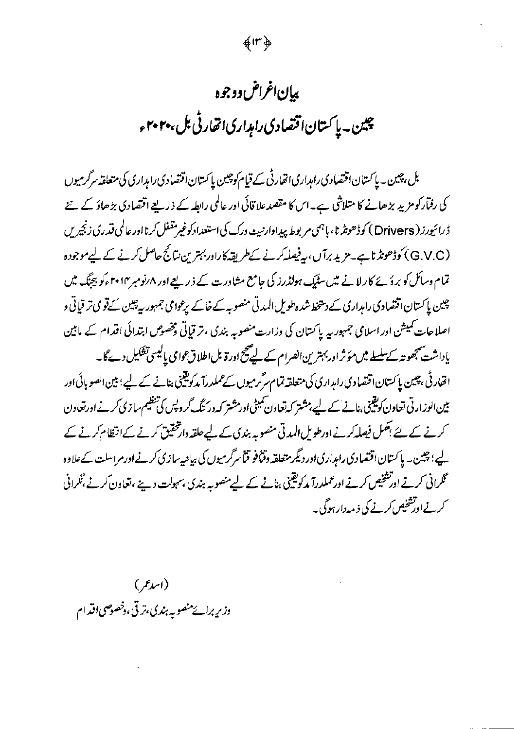# بیان اغراض ووجوہ

## چین۔ پاکستان اقتصادی راہداری اتھارٹی بل، ۲۰۲۰ء

بل، چین۔ پاکستان اقتصادی راہداری اتھارٹی کے قیام کو چین پاکستان اقتصادی راہداری کی متعلقہ سرگرمیوں کی رفتار کو مزید بڑھانے کا متلاشی ہے۔ اس کا مقصد علاقائی اور عالمی رابطے کے ذریعے اقتصادی بڑھاؤ کے نئے ڈرائیورز (Drivers) کو ڈھونڈنا، باہمی مربوط پیداوار نیٹ ورک کی استعداد کو غیر مقفل کرنا اور عالمی قدری زنجیریں (G.V.C) کو ڈھونڈنا ہے۔ مزید برآں، یہ فیصلہ کرنے کے طریقہ کار اور بہترین نتائج حاصل کرنے کے لیے موجودہ تمام وسائل کو بروئے کار لانے میں سٹیک ہولڈرز کی جامع مشاورت کے ذریعے اور ۸/نومبر ۲۰۱۴ء کو بیجنگ میں چین پاکستان اقتصادی راہداری کے دستخط شدہ طویل المدتی منصوبہ کے خاکے پر عوامی جمہوریہ چین کے قومی ترقیاتی و اصلاحات کمیشن اور اسلامی جمہوریہ پاکستان کی وزارت منصوبہ بندی، ترقیاتی مخصوص ابتدائی اقدام کے مابین یادداشت سمجھوتہ کے سلسلے میں مؤثر اور بہترین انصرام کے لیے صحیح اور قابل اطلاق عوامی پالیسی تشکیل دے گا۔

اتھارٹی، چین پاکستان اقتصادی راہداری کی متعلقہ تمام سرگرمیوں کے عملدرآمد کو یقینی بنانے کے لیے؛ بین الصوبائی اور بین الوزارتی تعاون کو یقینی بنانے کے لیے، مشترکہ تعاون کمیٹی اور مشترکہ ورکنگ گروپس کی تنظیم سازی کرنے اور تعاون کرنے کے لئے؛ مکمل فیصلہ کرنے اور طویل المدتی منصوبہ بندی کے لیے حلقہ وار تحقیق کرنے کے انتظام کرنے کے لیے؛ چین۔ پاکستان اقتصادی راہداری اور دیگر متعلقہ وقتاً فوقتاً سرگرمیوں کی بیانیہ سازی کرنے اور مراسلت کے علاوہ نگرانی کرنے اور تشخیص کرنے اور عملدرآمد کو یقینی بنانے کے لیے منصوبہ بندی، سہولت دینے، تعاون کرنے، نگرانی کرنے اور تشخیص کرنے کی ذمہ دار ہوگی۔

(اسد عمر)

وزیر برائے منصوبہ بندی، ترقی، وخصوصی اقدام